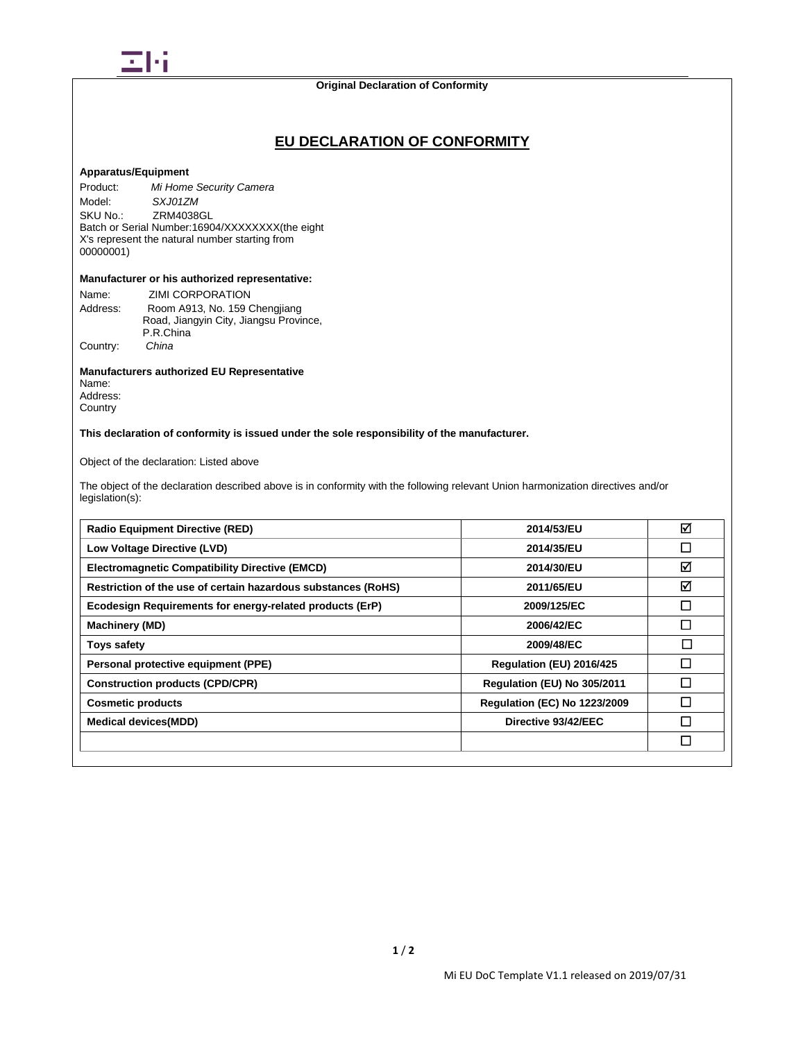**Original Declaration of Conformity**

# EU DECLARATION OF CONFORMITY

**Apparatus/Equipment**

Product: *Mi Home Security Camera*
Model: *SXJ01ZM*
SKU No.: ZRM4038GL
Batch or Serial Number:16904/XXXXXXXX(the eight X's represent the natural number starting from 00000001)

**Manufacturer or his authorized representative:**

Name: ZIMI CORPORATION
Address: Room A913, No. 159 Chengjiang Road, Jiangyin City, Jiangsu Province, P.R.China
Country: *China*

**Manufacturers authorized EU Representative**
Name:
Address:
Country

**This declaration of conformity is issued under the sole responsibility of the manufacturer.**

Object of the declaration: Listed above

The object of the declaration described above is in conformity with the following relevant Union harmonization directives and/or legislation(s):

| | | |
|---|---|---|
| **Radio Equipment Directive (RED)** | **2014/53/EU** | ☑ |
| **Low Voltage Directive (LVD)** | **2014/35/EU** | ☐ |
| **Electromagnetic Compatibility Directive (EMCD)** | **2014/30/EU** | ☑ |
| **Restriction of the use of certain hazardous substances (RoHS)** | **2011/65/EU** | ☑ |
| **Ecodesign Requirements for energy-related products (ErP)** | **2009/125/EC** | ☐ |
| **Machinery (MD)** | **2006/42/EC** | ☐ |
| **Toys safety** | **2009/48/EC** | ☐ |
| **Personal protective equipment (PPE)** | **Regulation (EU) 2016/425** | ☐ |
| **Construction products (CPD/CPR)** | **Regulation (EU) No 305/2011** | ☐ |
| **Cosmetic products** | **Regulation (EC) No 1223/2009** | ☐ |
| **Medical devices(MDD)** | **Directive 93/42/EEC** | ☐ |
| | | ☐ |

Mi EU DoC Template V1.1 released on 2019/07/31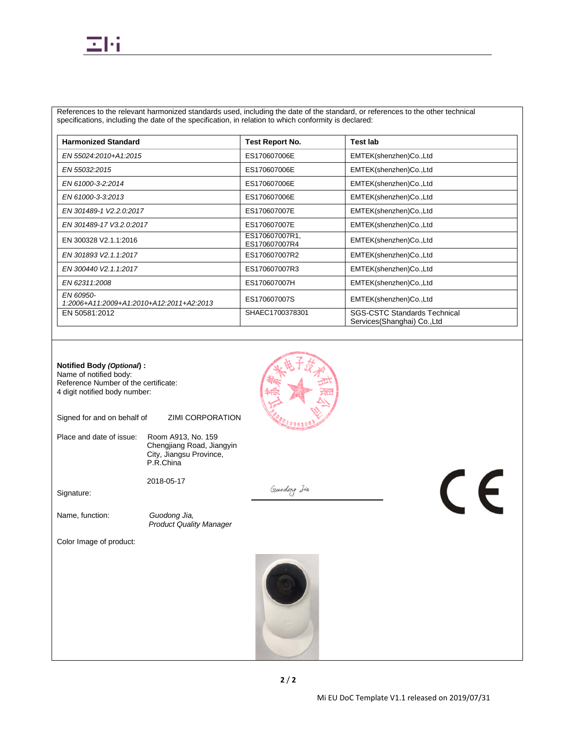References to the relevant harmonized standards used, including the date of the standard, or references to the other technical specifications, including the date of the specification, in relation to which conformity is declared:

| **Harmonized Standard** | **Test Report No.** | **Test lab** |
|---|---|---|
| *EN 55024:2010+A1:2015* | ES170607006E | EMTEK(shenzhen)Co.,Ltd |
| *EN 55032:2015* | ES170607006E | EMTEK(shenzhen)Co.,Ltd |
| *EN 61000-3-2:2014* | ES170607006E | EMTEK(shenzhen)Co.,Ltd |
| *EN 61000-3-3:2013* | ES170607006E | EMTEK(shenzhen)Co.,Ltd |
| *EN 301489-1 V2.2.0:2017* | ES170607007E | EMTEK(shenzhen)Co.,Ltd |
| *EN 301489-17 V3.2.0:2017* | ES170607007E | EMTEK(shenzhen)Co.,Ltd |
| EN 300328 V2.1.1:2016 | ES170607007R1, ES170607007R4 | EMTEK(shenzhen)Co.,Ltd |
| *EN 301893 V2.1.1:2017* | ES170607007R2 | EMTEK(shenzhen)Co.,Ltd |
| *EN 300440 V2.1.1:2017* | ES170607007R3 | EMTEK(shenzhen)Co.,Ltd |
| *EN 62311:2008* | ES170607007H | EMTEK(shenzhen)Co.,Ltd |
| *EN 60950-1:2006+A11:2009+A1:2010+A12:2011+A2:2013* | ES170607007S | EMTEK(shenzhen)Co.,Ltd |
| EN 50581:2012 | SHAEC1700378301 | SGS-CSTC Standards Technical Services(Shanghai) Co.,Ltd |

**Notified Body *(Optional)*** :
Name of notified body:
Reference Number of the certificate:
4 digit notified body number:

Signed for and on behalf of ZIMI CORPORATION

Place and date of issue: Room A913, No. 159 Chengjiang Road, Jiangyin City, Jiangsu Province, P.R.China

2018-05-17

Signature: Guodong Jia

Name, function: *Guodong Jia, Product Quality Manager*

Color Image of product:

Mi EU DoC Template V1.1 released on 2019/07/31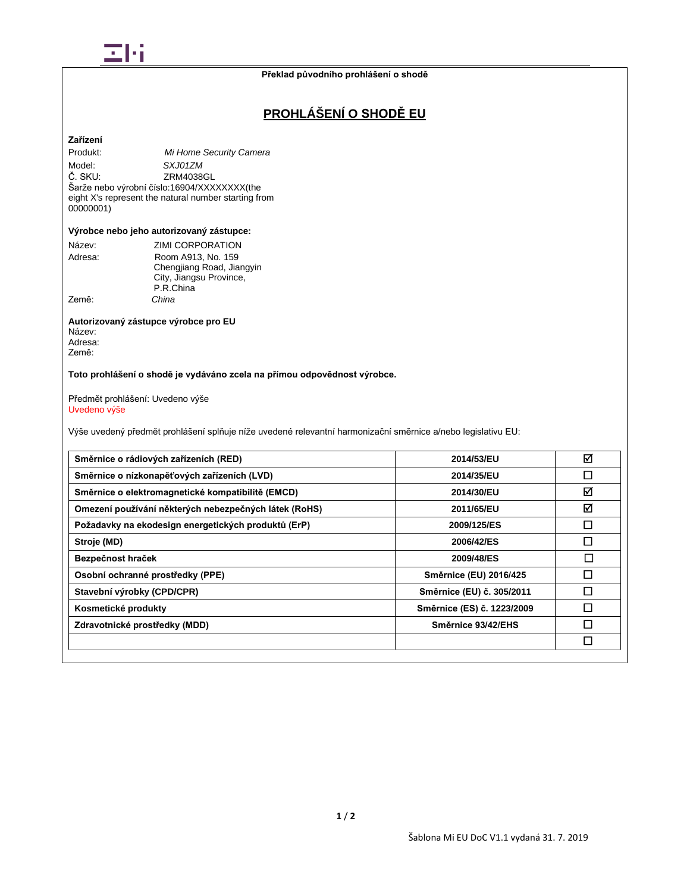**Překlad původního prohlášení o shodě**

# PROHLÁŠENÍ O SHODĚ EU

**Zařízení**

Produkt: *Mi Home Security Camera*
Model: *SXJ01ZM*
Č. SKU: ZRM4038GL
Šarže nebo výrobní číslo:16904/XXXXXXXX(the eight X's represent the natural number starting from 00000001)

**Výrobce nebo jeho autorizovaný zástupce:**

Název: ZIMI CORPORATION
Adresa: Room A913, No. 159 Chengjiang Road, Jiangyin City, Jiangsu Province, P.R.China
Země: *China*

**Autorizovaný zástupce výrobce pro EU**
Název:
Adresa:
Země:

**Toto prohlášení o shodě je vydáváno zcela na přímou odpovědnost výrobce.**

Předmět prohlášení: Uvedeno výše
Uvedeno výše

Výše uvedený předmět prohlášení splňuje níže uvedené relevantní harmonizační směrnice a/nebo legislativu EU:

| | | |
|---|---|---|
| **Směrnice o rádiových zařízeních (RED)** | **2014/53/EU** | ☑ |
| **Směrnice o nízkonapěťových zařízeních (LVD)** | **2014/35/EU** | ☐ |
| **Směrnice o elektromagnetické kompatibilitě (EMCD)** | **2014/30/EU** | ☑ |
| **Omezení používání některých nebezpečných látek (RoHS)** | **2011/65/EU** | ☑ |
| **Požadavky na ekodesign energetických produktů (ErP)** | **2009/125/ES** | ☐ |
| **Stroje (MD)** | **2006/42/ES** | ☐ |
| **Bezpečnost hraček** | **2009/48/ES** | ☐ |
| **Osobní ochranné prostředky (PPE)** | **Směrnice (EU) 2016/425** | ☐ |
| **Stavební výrobky (CPD/CPR)** | **Směrnice (EU) č. 305/2011** | ☐ |
| **Kosmetické produkty** | **Směrnice (ES) č. 1223/2009** | ☐ |
| **Zdravotnické prostředky (MDD)** | **Směrnice 93/42/EHS** | ☐ |
| | | ☐ |

Šablona Mi EU DoC V1.1 vydaná 31. 7. 2019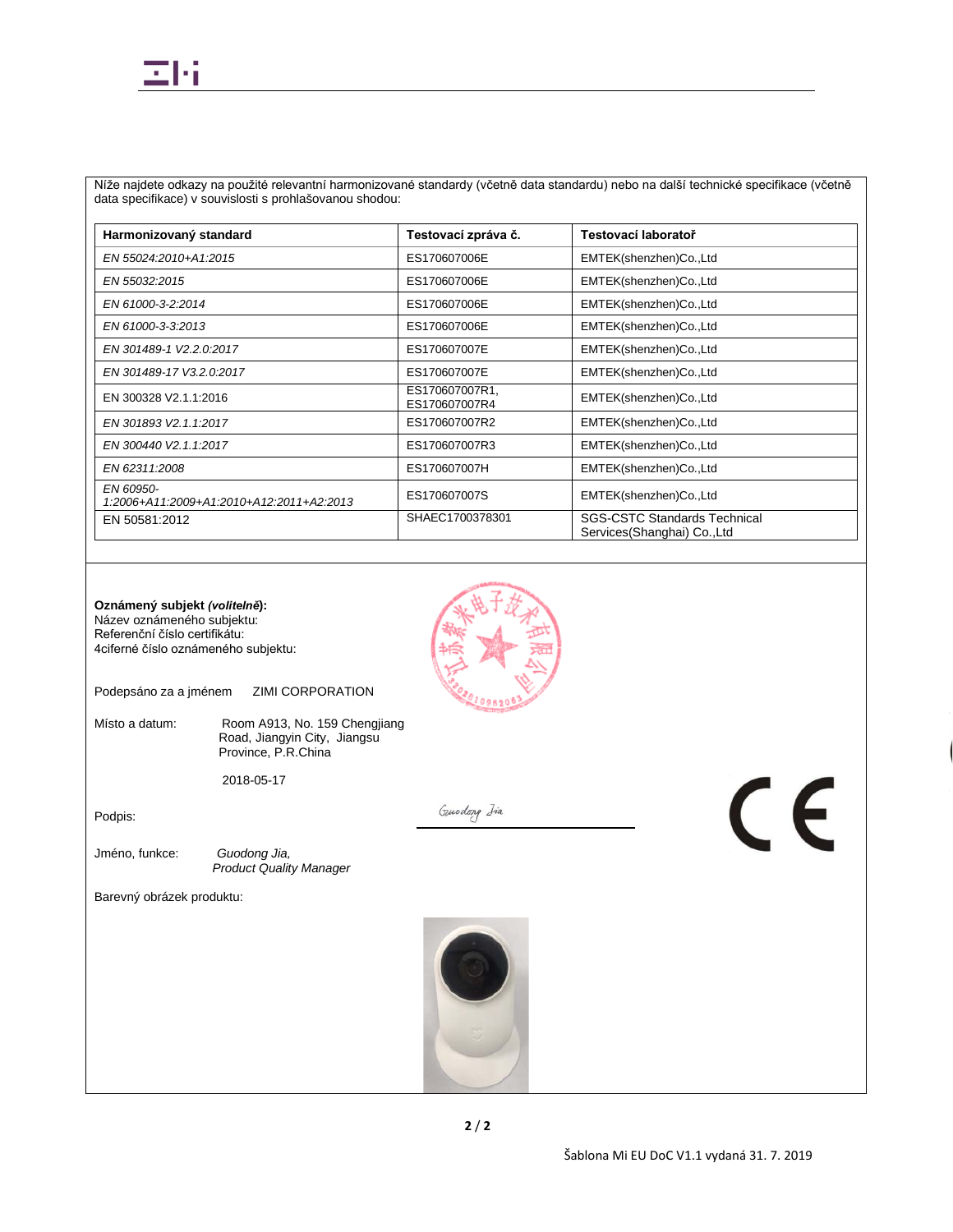Níže najdete odkazy na použité relevantní harmonizované standardy (včetně data standardu) nebo na další technické specifikace (včetně data specifikace) v souvislosti s prohlašovanou shodou:

| Harmonizovaný standard | Testovací zpráva č. | Testovací laboratoř |
|---|---|---|
| *EN 55024:2010+A1:2015* | ES170607006E | EMTEK(shenzhen)Co.,Ltd |
| *EN 55032:2015* | ES170607006E | EMTEK(shenzhen)Co.,Ltd |
| *EN 61000-3-2:2014* | ES170607006E | EMTEK(shenzhen)Co.,Ltd |
| *EN 61000-3-3:2013* | ES170607006E | EMTEK(shenzhen)Co.,Ltd |
| *EN 301489-1 V2.2.0:2017* | ES170607007E | EMTEK(shenzhen)Co.,Ltd |
| *EN 301489-17 V3.2.0:2017* | ES170607007E | EMTEK(shenzhen)Co.,Ltd |
| EN 300328 V2.1.1:2016 | ES170607007R1, ES170607007R4 | EMTEK(shenzhen)Co.,Ltd |
| *EN 301893 V2.1.1:2017* | ES170607007R2 | EMTEK(shenzhen)Co.,Ltd |
| *EN 300440 V2.1.1:2017* | ES170607007R3 | EMTEK(shenzhen)Co.,Ltd |
| *EN 62311:2008* | ES170607007H | EMTEK(shenzhen)Co.,Ltd |
| *EN 60950-1:2006+A11:2009+A1:2010+A12:2011+A2:2013* | ES170607007S | EMTEK(shenzhen)Co.,Ltd |
| EN 50581:2012 | SHAEC1700378301 | SGS-CSTC Standards Technical Services(Shanghai) Co.,Ltd |

**Oznámený subjekt *(volitelně*):**
Název oznámeného subjektu:
Referenční číslo certifikátu:
4ciferné číslo oznámeného subjektu:

Podepsáno za a jménem ZIMI CORPORATION

Místo a datum: Room A913, No. 159 Chengjiang Road, Jiangyin City, Jiangsu Province, P.R.China

2018-05-17

Podpis: Guodong Jia

Jméno, funkce: *Guodong Jia, Product Quality Manager*

Barevný obrázek produktu:

Šablona Mi EU DoC V1.1 vydaná 31. 7. 2019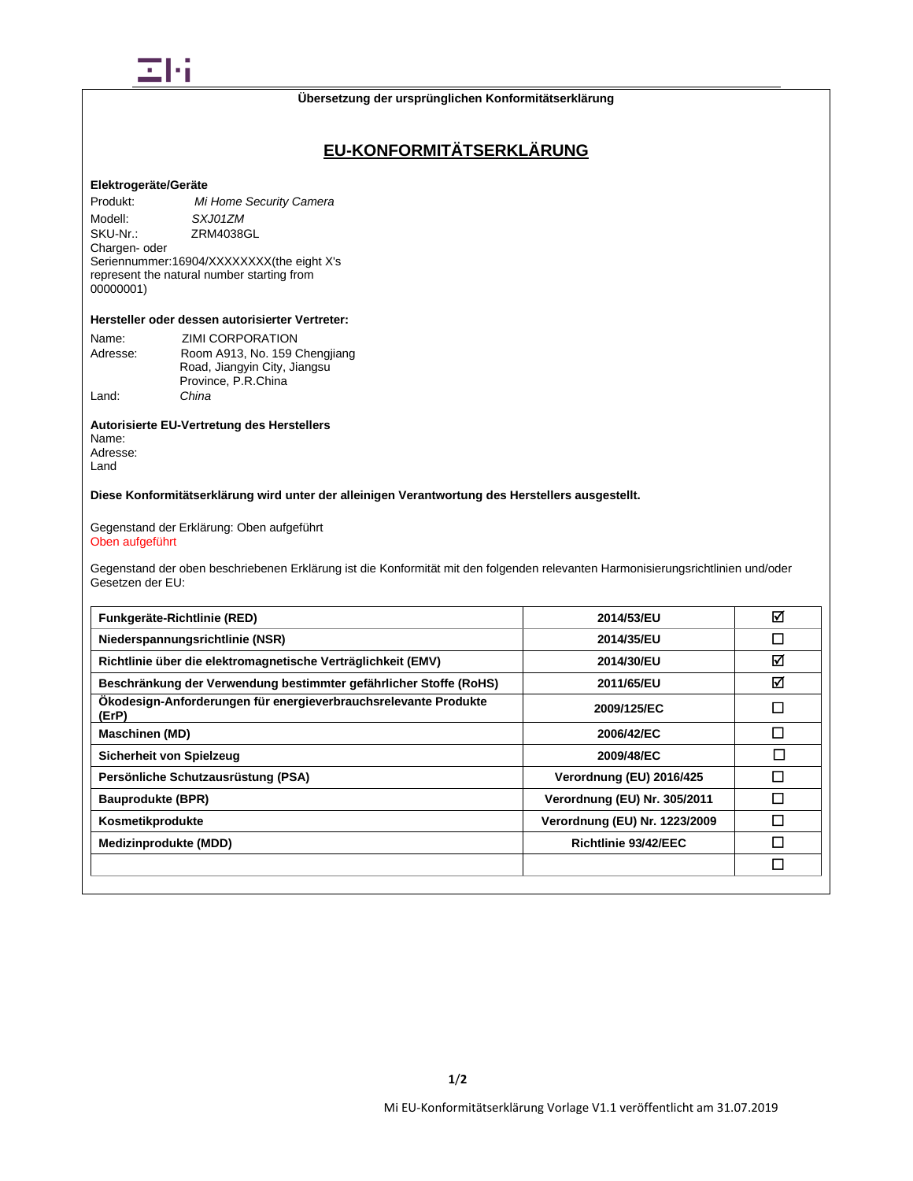**Übersetzung der ursprünglichen Konformitätserklärung**

# EU-KONFORMITÄTSERKLÄRUNG

**Elektrogeräte/Geräte**

Produkt: *Mi Home Security Camera*
Modell: *SXJ01ZM*
SKU-Nr.: ZRM4038GL
Chargen- oder Seriennummer:16904/XXXXXXXX(the eight X's represent the natural number starting from 00000001)

**Hersteller oder dessen autorisierter Vertreter:**

Name: ZIMI CORPORATION
Adresse: Room A913, No. 159 Chengjiang Road, Jiangyin City, Jiangsu Province, P.R.China
Land: *China*

**Autorisierte EU-Vertretung des Herstellers**
Name:
Adresse:
Land

**Diese Konformitätserklärung wird unter der alleinigen Verantwortung des Herstellers ausgestellt.**

Gegenstand der Erklärung: Oben aufgeführt
Oben aufgeführt

Gegenstand der oben beschriebenen Erklärung ist die Konformität mit den folgenden relevanten Harmonisierungsrichtlinien und/oder Gesetzen der EU:

| | | |
|---|---|---|
| **Funkgeräte-Richtlinie (RED)** | **2014/53/EU** | ☑ |
| **Niederspannungsrichtlinie (NSR)** | **2014/35/EU** | ☐ |
| **Richtlinie über die elektromagnetische Verträglichkeit (EMV)** | **2014/30/EU** | ☑ |
| **Beschränkung der Verwendung bestimmter gefährlicher Stoffe (RoHS)** | **2011/65/EU** | ☑ |
| **Ökodesign-Anforderungen für energieverbrauchsrelevante Produkte (ErP)** | **2009/125/EC** | ☐ |
| **Maschinen (MD)** | **2006/42/EC** | ☐ |
| **Sicherheit von Spielzeug** | **2009/48/EC** | ☐ |
| **Persönliche Schutzausrüstung (PSA)** | **Verordnung (EU) 2016/425** | ☐ |
| **Bauprodukte (BPR)** | **Verordnung (EU) Nr. 305/2011** | ☐ |
| **Kosmetikprodukte** | **Verordnung (EU) Nr. 1223/2009** | ☐ |
| **Medizinprodukte (MDD)** | **Richtlinie 93/42/EEC** | ☐ |
| | | ☐ |

Mi EU-Konformitätserklärung Vorlage V1.1 veröffentlicht am 31.07.2019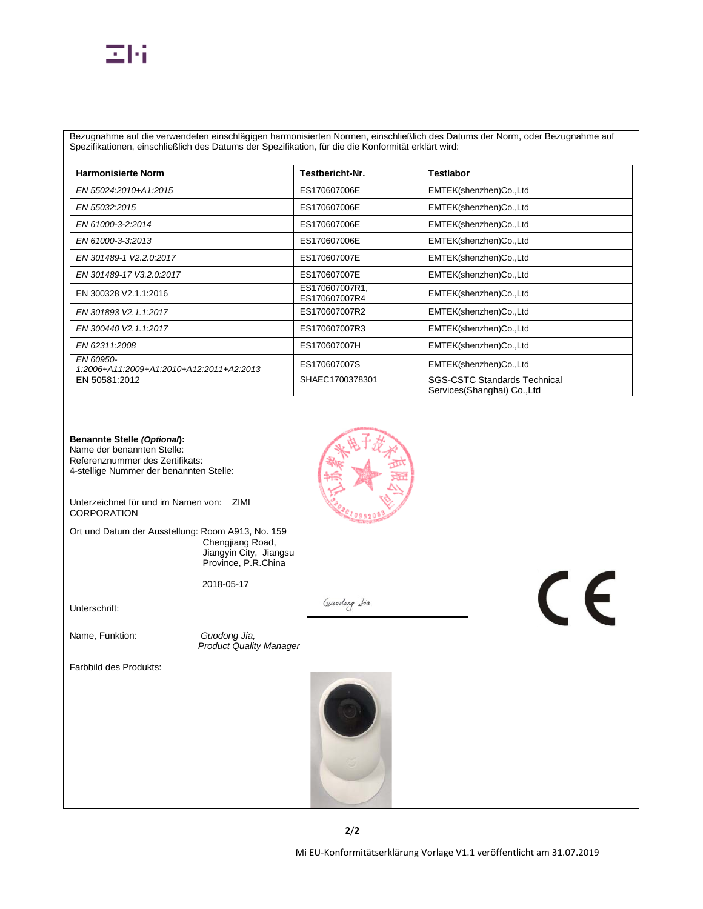Bezugnahme auf die verwendeten einschlägigen harmonisierten Normen, einschließlich des Datums der Norm, oder Bezugnahme auf Spezifikationen, einschließlich des Datums der Spezifikation, für die die Konformität erklärt wird:

| **Harmonisierte Norm** | **Testbericht-Nr.** | **Testlabor** |
|---|---|---|
| *EN 55024:2010+A1:2015* | ES170607006E | EMTEK(shenzhen)Co.,Ltd |
| *EN 55032:2015* | ES170607006E | EMTEK(shenzhen)Co.,Ltd |
| *EN 61000-3-2:2014* | ES170607006E | EMTEK(shenzhen)Co.,Ltd |
| *EN 61000-3-3:2013* | ES170607006E | EMTEK(shenzhen)Co.,Ltd |
| *EN 301489-1 V2.2.0:2017* | ES170607007E | EMTEK(shenzhen)Co.,Ltd |
| *EN 301489-17 V3.2.0:2017* | ES170607007E | EMTEK(shenzhen)Co.,Ltd |
| EN 300328 V2.1.1:2016 | ES170607007R1, ES170607007R4 | EMTEK(shenzhen)Co.,Ltd |
| *EN 301893 V2.1.1:2017* | ES170607007R2 | EMTEK(shenzhen)Co.,Ltd |
| *EN 300440 V2.1.1:2017* | ES170607007R3 | EMTEK(shenzhen)Co.,Ltd |
| *EN 62311:2008* | ES170607007H | EMTEK(shenzhen)Co.,Ltd |
| *EN 60950-1:2006+A11:2009+A1:2010+A12:2011+A2:2013* | ES170607007S | EMTEK(shenzhen)Co.,Ltd |
| EN 50581:2012 | SHAEC1700378301 | SGS-CSTC Standards Technical Services(Shanghai) Co.,Ltd |

**Benannte Stelle *(Optional)*:**
Name der benannten Stelle:
Referenznummer des Zertifikats:
4-stellige Nummer der benannten Stelle:

Unterzeichnet für und im Namen von: ZIMI CORPORATION

Ort und Datum der Ausstellung: Room A913, No. 159 Chengjiang Road, Jiangyin City, Jiangsu Province, P.R.China

2018-05-17

Unterschrift: *Guodong Jia*

Name, Funktion: *Guodong Jia, Product Quality Manager*

Farbbild des Produkts:

Mi EU-Konformitätserklärung Vorlage V1.1 veröffentlicht am 31.07.2019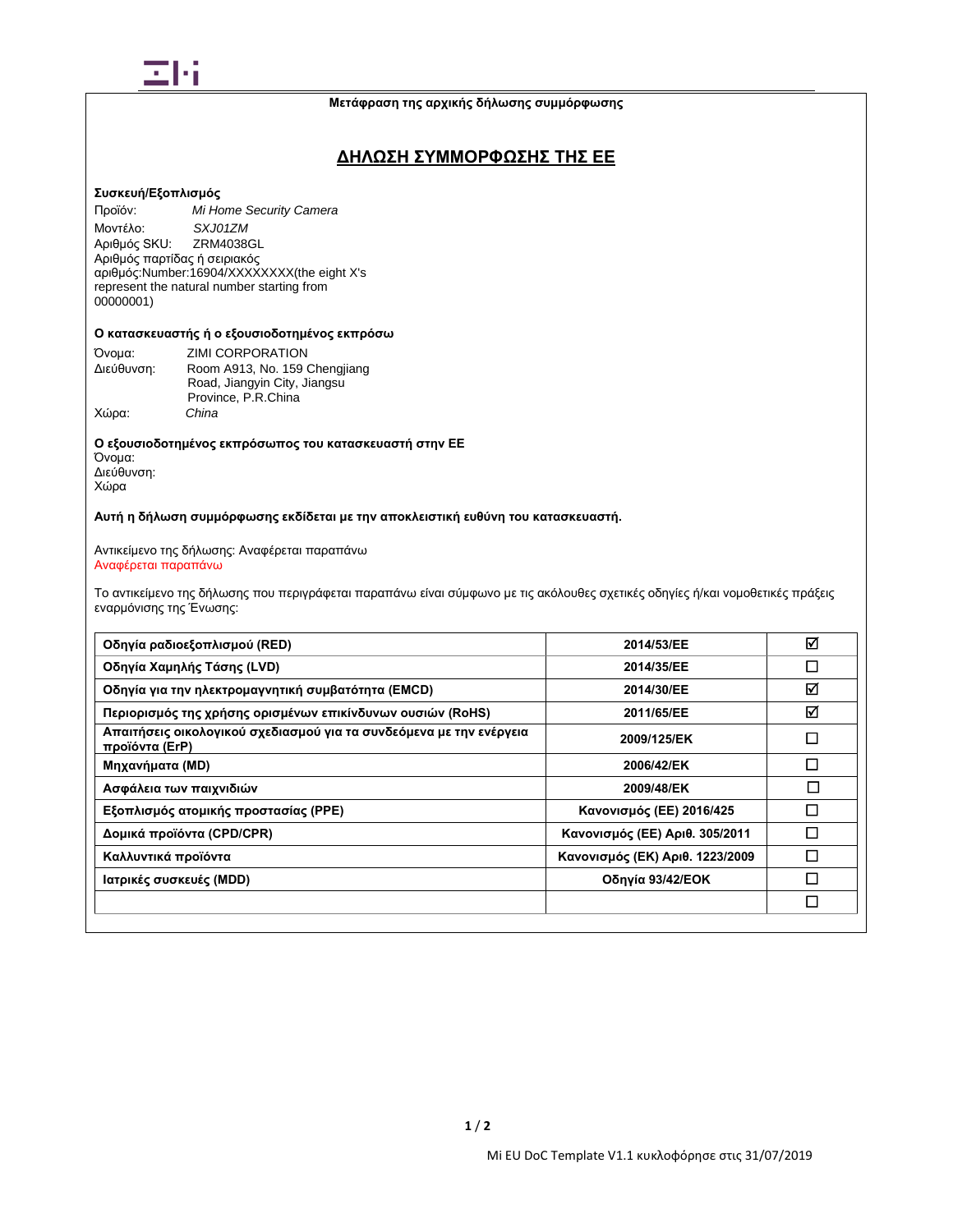**Μετάφραση της αρχικής δήλωσης συμμόρφωσης**

# ΔΗΛΩΣΗ ΣΥΜΜΟΡΦΩΣΗΣ ΤΗΣ ΕΕ

**Συσκευή/Εξοπλισμός**

Προϊόν: *Mi Home Security Camera*
Μοντέλο: *SXJ01ZM*
Αριθμός SKU: ZRM4038GL
Αριθμός παρτίδας ή σειριακός αριθμός:Number:16904/XXXXXXXX(the eight X's represent the natural number starting from 00000001)

**Ο κατασκευαστής ή ο εξουσιοδοτημένος εκπρόσω**

Όνομα: ZIMI CORPORATION
Διεύθυνση: Room A913, No. 159 Chengjiang Road, Jiangyin City, Jiangsu Province, P.R.China
Χώρα: *China*

**Ο εξουσιοδοτημένος εκπρόσωπος του κατασκευαστή στην ΕΕ**

Όνομα:
Διεύθυνση:
Χώρα

**Αυτή η δήλωση συμμόρφωσης εκδίδεται με την αποκλειστική ευθύνη του κατασκευαστή.**

Αντικείμενο της δήλωσης: Αναφέρεται παραπάνω
Αναφέρεται παραπάνω

Το αντικείμενο της δήλωσης που περιγράφεται παραπάνω είναι σύμφωνο με τις ακόλουθες σχετικές οδηγίες ή/και νομοθετικές πράξεις εναρμόνισης της Ένωσης:

| | | |
|---|---|---|
| **Οδηγία ραδιοεξοπλισμού (RED)** | **2014/53/ΕΕ** | ☑ |
| **Οδηγία Χαμηλής Τάσης (LVD)** | **2014/35/ΕΕ** | ☐ |
| **Οδηγία για την ηλεκτρομαγνητική συμβατότητα (EMCD)** | **2014/30/ΕΕ** | ☑ |
| **Περιορισμός της χρήσης ορισμένων επικίνδυνων ουσιών (RoHS)** | **2011/65/ΕΕ** | ☑ |
| **Απαιτήσεις οικολογικού σχεδιασμού για τα συνδεόμενα με την ενέργεια προϊόντα (ErP)** | **2009/125/ΕΚ** | ☐ |
| **Μηχανήματα (MD)** | **2006/42/ΕΚ** | ☐ |
| **Ασφάλεια των παιχνιδιών** | **2009/48/ΕΚ** | ☐ |
| **Εξοπλισμός ατομικής προστασίας (PPE)** | **Κανονισμός (ΕΕ) 2016/425** | ☐ |
| **Δομικά προϊόντα (CPD/CPR)** | **Κανονισμός (ΕΕ) Αριθ. 305/2011** | ☐ |
| **Καλλυντικά προϊόντα** | **Κανονισμός (ΕΚ) Αριθ. 1223/2009** | ☐ |
| **Ιατρικές συσκευές (MDD)** | **Οδηγία 93/42/ΕΟΚ** | ☐ |
| | | ☐ |

Mi EU DoC Template V1.1 κυκλοφόρησε στις 31/07/2019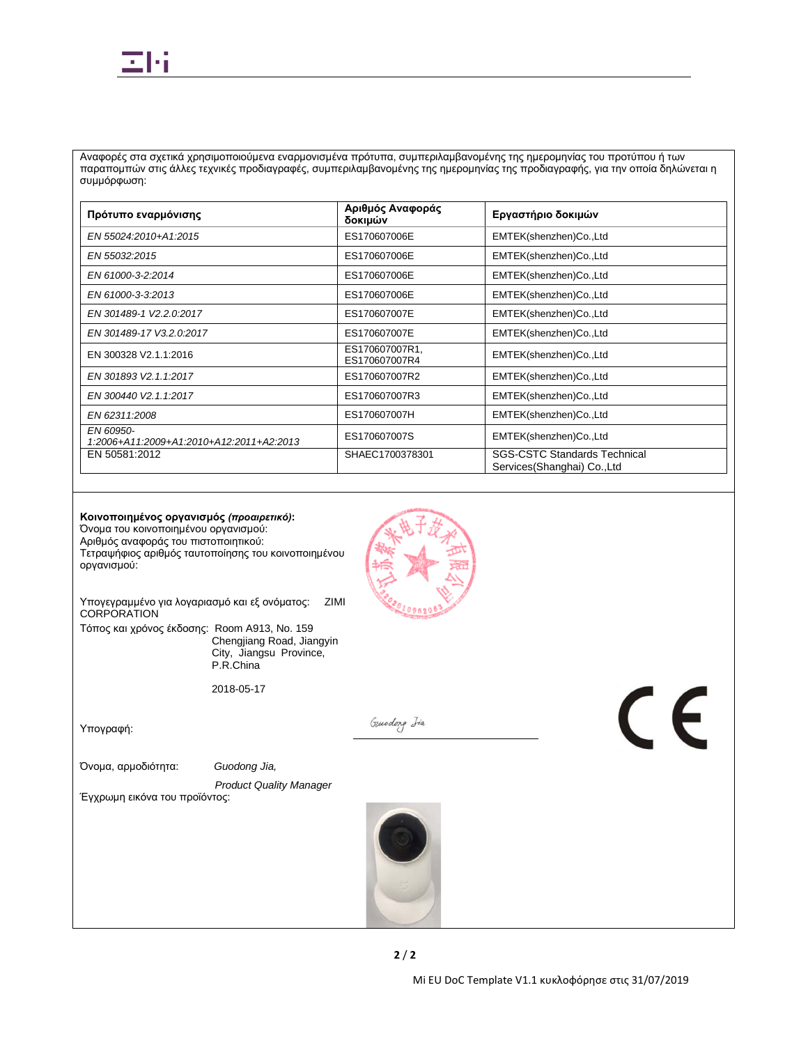Αναφορές στα σχετικά χρησιμοποιούμενα εναρμονισμένα πρότυπα, συμπεριλαμβανομένης της ημερομηνίας του προτύπου ή των παραπομπών στις άλλες τεχνικές προδιαγραφές, συμπεριλαμβανομένης της ημερομηνίας της προδιαγραφής, για την οποία δηλώνεται η συμμόρφωση:

| Πρότυπο εναρμόνισης | Αριθμός Αναφοράς δοκιμών | Εργαστήριο δοκιμών |
|---|---|---|
| *EN 55024:2010+A1:2015* | ES170607006E | EMTEK(shenzhen)Co.,Ltd |
| *EN 55032:2015* | ES170607006E | EMTEK(shenzhen)Co.,Ltd |
| *EN 61000-3-2:2014* | ES170607006E | EMTEK(shenzhen)Co.,Ltd |
| *EN 61000-3-3:2013* | ES170607006E | EMTEK(shenzhen)Co.,Ltd |
| *EN 301489-1 V2.2.0:2017* | ES170607007E | EMTEK(shenzhen)Co.,Ltd |
| *EN 301489-17 V3.2.0:2017* | ES170607007E | EMTEK(shenzhen)Co.,Ltd |
| EN 300328 V2.1.1:2016 | ES170607007R1, ES170607007R4 | EMTEK(shenzhen)Co.,Ltd |
| *EN 301893 V2.1.1:2017* | ES170607007R2 | EMTEK(shenzhen)Co.,Ltd |
| *EN 300440 V2.1.1:2017* | ES170607007R3 | EMTEK(shenzhen)Co.,Ltd |
| *EN 62311:2008* | ES170607007H | EMTEK(shenzhen)Co.,Ltd |
| *EN 60950-1:2006+A11:2009+A1:2010+A12:2011+A2:2013* | ES170607007S | EMTEK(shenzhen)Co.,Ltd |
| EN 50581:2012 | SHAEC1700378301 | SGS-CSTC Standards Technical Services(Shanghai) Co.,Ltd |

**Κοινοποιημένος οργανισμός *(προαιρετικό)*:**
Όνομα του κοινοποιημένου οργανισμού:
Αριθμός αναφοράς του πιστοποιητικού:
Τετραψήφιος αριθμός ταυτοποίησης του κοινοποιημένου οργανισμού:

Υπογεγραμμένο για λογαριασμό και εξ ονόματος: ZIMI CORPORATION

Τόπος και χρόνος έκδοσης: Room A913, No. 159 Chengjiang Road, Jiangyin City, Jiangsu Province, P.R.China

2018-05-17

Υπογραφή: Guodong Jia

Όνομα, αρμοδιότητα: *Guodong Jia,*

*Product Quality Manager*

Έγχρωμη εικόνα του προϊόντος:

Mi EU DoC Template V1.1 κυκλοφόρησε στις 31/07/2019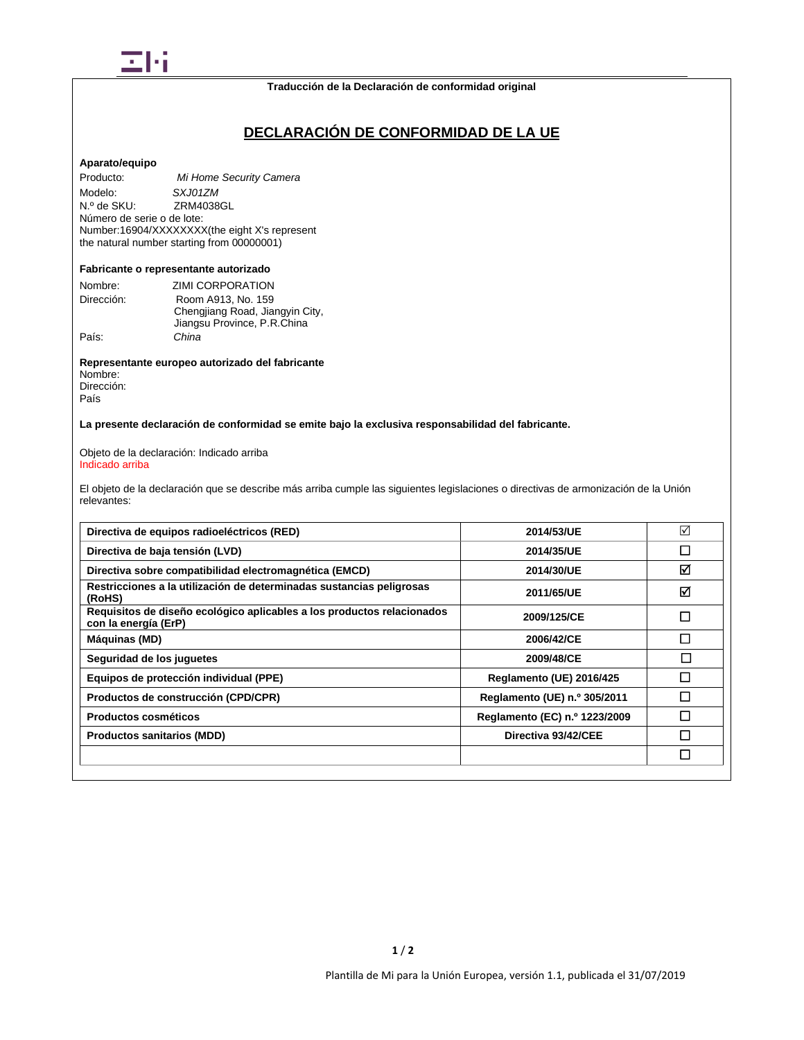Traducción de la Declaración de conformidad original

# DECLARACIÓN DE CONFORMIDAD DE LA UE

**Aparato/equipo**

Producto: *Mi Home Security Camera*
Modelo: *SXJ01ZM*
N.º de SKU: ZRM4038GL
Número de serie o de lote:
Number:16904/XXXXXXXX(the eight X's represent the natural number starting from 00000001)

**Fabricante o representante autorizado**

Nombre: ZIMI CORPORATION
Dirección: Room A913, No. 159 Chengjiang Road, Jiangyin City, Jiangsu Province, P.R.China
País: *China*

**Representante europeo autorizado del fabricante**

Nombre:
Dirección:
País

**La presente declaración de conformidad se emite bajo la exclusiva responsabilidad del fabricante.**

Objeto de la declaración: Indicado arriba
Indicado arriba

El objeto de la declaración que se describe más arriba cumple las siguientes legislaciones o directivas de armonización de la Unión relevantes:

| | | |
|---|---|---|
| **Directiva de equipos radioeléctricos (RED)** | **2014/53/UE** | ☑ |
| **Directiva de baja tensión (LVD)** | **2014/35/UE** | ☐ |
| **Directiva sobre compatibilidad electromagnética (EMCD)** | **2014/30/UE** | ☑ |
| **Restricciones a la utilización de determinadas sustancias peligrosas (RoHS)** | **2011/65/UE** | ☑ |
| **Requisitos de diseño ecológico aplicables a los productos relacionados con la energía (ErP)** | **2009/125/CE** | ☐ |
| **Máquinas (MD)** | **2006/42/CE** | ☐ |
| **Seguridad de los juguetes** | **2009/48/CE** | ☐ |
| **Equipos de protección individual (PPE)** | **Reglamento (UE) 2016/425** | ☐ |
| **Productos de construcción (CPD/CPR)** | **Reglamento (UE) n.º 305/2011** | ☐ |
| **Productos cosméticos** | **Reglamento (EC) n.º 1223/2009** | ☐ |
| **Productos sanitarios (MDD)** | **Directiva 93/42/CEE** | ☐ |
| | | ☐ |

Plantilla de Mi para la Unión Europea, versión 1.1, publicada el 31/07/2019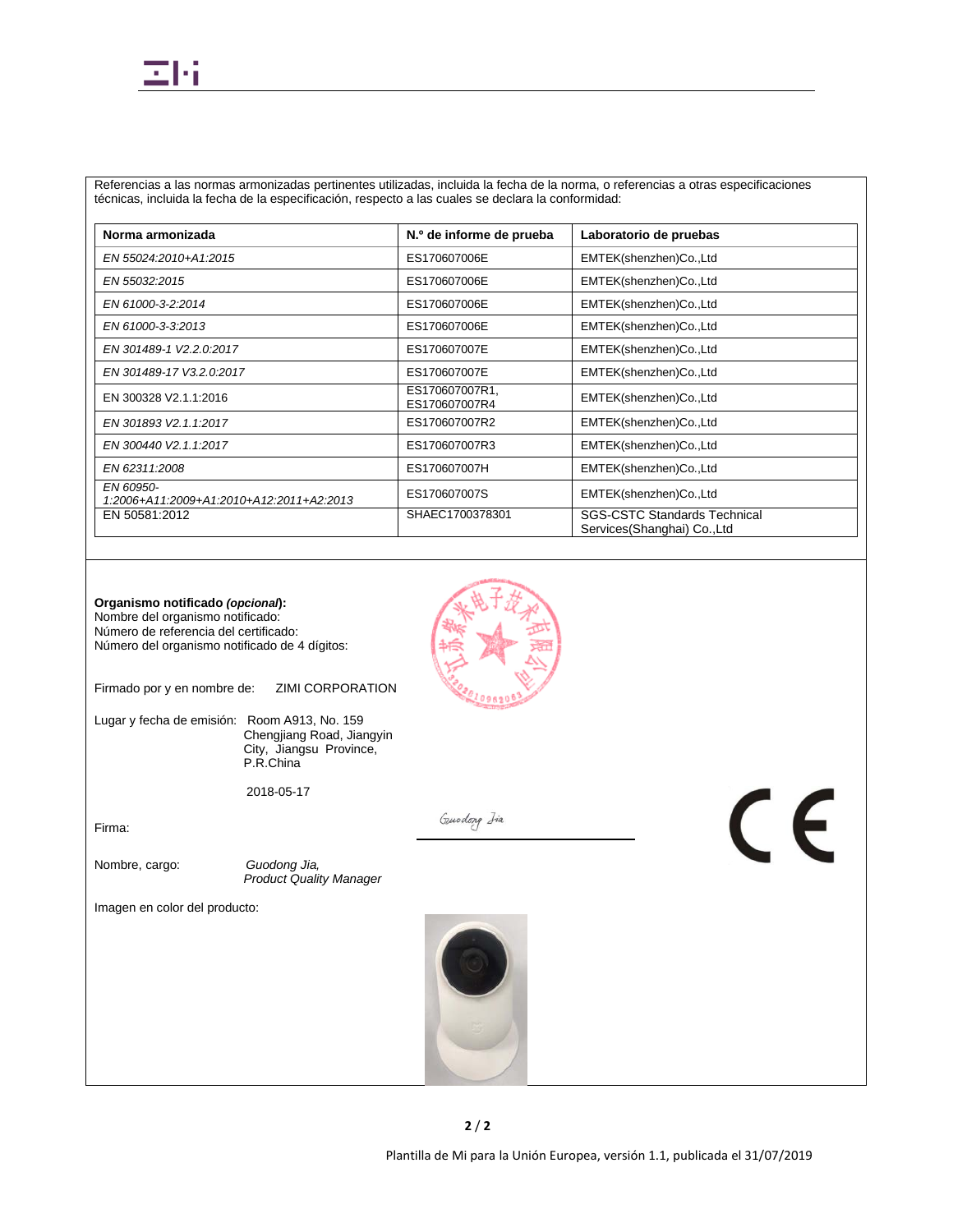Referencias a las normas armonizadas pertinentes utilizadas, incluida la fecha de la norma, o referencias a otras especificaciones técnicas, incluida la fecha de la especificación, respecto a las cuales se declara la conformidad:

| Norma armonizada | N.º de informe de prueba | Laboratorio de pruebas |
|---|---|---|
| *EN 55024:2010+A1:2015* | ES170607006E | EMTEK(shenzhen)Co.,Ltd |
| *EN 55032:2015* | ES170607006E | EMTEK(shenzhen)Co.,Ltd |
| *EN 61000-3-2:2014* | ES170607006E | EMTEK(shenzhen)Co.,Ltd |
| *EN 61000-3-3:2013* | ES170607006E | EMTEK(shenzhen)Co.,Ltd |
| *EN 301489-1 V2.2.0:2017* | ES170607007E | EMTEK(shenzhen)Co.,Ltd |
| *EN 301489-17 V3.2.0:2017* | ES170607007E | EMTEK(shenzhen)Co.,Ltd |
| EN 300328 V2.1.1:2016 | ES170607007R1, ES170607007R4 | EMTEK(shenzhen)Co.,Ltd |
| *EN 301893 V2.1.1:2017* | ES170607007R2 | EMTEK(shenzhen)Co.,Ltd |
| *EN 300440 V2.1.1:2017* | ES170607007R3 | EMTEK(shenzhen)Co.,Ltd |
| *EN 62311:2008* | ES170607007H | EMTEK(shenzhen)Co.,Ltd |
| *EN 60950-1:2006+A11:2009+A1:2010+A12:2011+A2:2013* | ES170607007S | EMTEK(shenzhen)Co.,Ltd |
| EN 50581:2012 | SHAEC1700378301 | SGS-CSTC Standards Technical Services(Shanghai) Co.,Ltd |

**Organismo notificado *(opcional*):**
Nombre del organismo notificado:
Número de referencia del certificado:
Número del organismo notificado de 4 dígitos:

Firmado por y en nombre de: ZIMI CORPORATION

Lugar y fecha de emisión: Room A913, No. 159 Chengjiang Road, Jiangyin City, Jiangsu Province, P.R.China

2018-05-17

Firma: *Guodong Jia*

Nombre, cargo: *Guodong Jia, Product Quality Manager*

Imagen en color del producto:

Plantilla de Mi para la Unión Europea, versión 1.1, publicada el 31/07/2019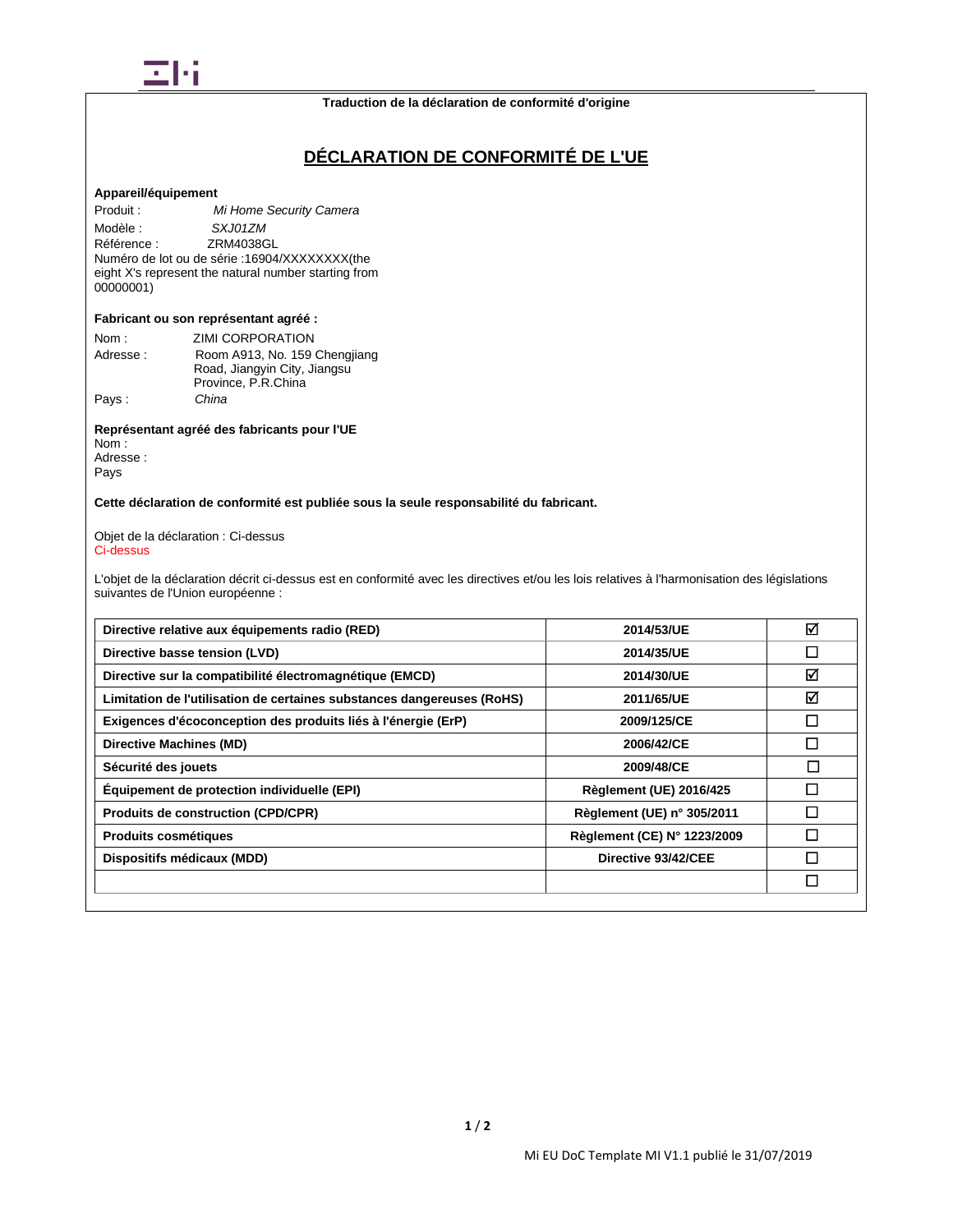Traduction de la déclaration de conformité d'origine

# DÉCLARATION DE CONFORMITÉ DE L'UE

**Appareil/équipement**

Produit : *Mi Home Security Camera*
Modèle : *SXJ01ZM*
Référence : ZRM4038GL
Numéro de lot ou de série :16904/XXXXXXXX(the eight X's represent the natural number starting from 00000001)

**Fabricant ou son représentant agréé :**

Nom : ZIMI CORPORATION
Adresse : Room A913, No. 159 Chengjiang Road, Jiangyin City, Jiangsu Province, P.R.China
Pays : *China*

**Représentant agréé des fabricants pour l'UE**

Nom :
Adresse :
Pays

**Cette déclaration de conformité est publiée sous la seule responsabilité du fabricant.**

Objet de la déclaration : Ci-dessus
Ci-dessus

L'objet de la déclaration décrit ci-dessus est en conformité avec les directives et/ou les lois relatives à l'harmonisation des législations suivantes de l'Union européenne :

| | | |
|---|---|---|
| **Directive relative aux équipements radio (RED)** | **2014/53/UE** | ☑ |
| **Directive basse tension (LVD)** | **2014/35/UE** | ☐ |
| **Directive sur la compatibilité électromagnétique (EMCD)** | **2014/30/UE** | ☑ |
| **Limitation de l'utilisation de certaines substances dangereuses (RoHS)** | **2011/65/UE** | ☑ |
| **Exigences d'écoconception des produits liés à l'énergie (ErP)** | **2009/125/CE** | ☐ |
| **Directive Machines (MD)** | **2006/42/CE** | ☐ |
| **Sécurité des jouets** | **2009/48/CE** | ☐ |
| **Équipement de protection individuelle (EPI)** | **Règlement (UE) 2016/425** | ☐ |
| **Produits de construction (CPD/CPR)** | **Règlement (UE) n° 305/2011** | ☐ |
| **Produits cosmétiques** | **Règlement (CE) N° 1223/2009** | ☐ |
| **Dispositifs médicaux (MDD)** | **Directive 93/42/CEE** | ☐ |
| | | ☐ |

Mi EU DoC Template MI V1.1 publié le 31/07/2019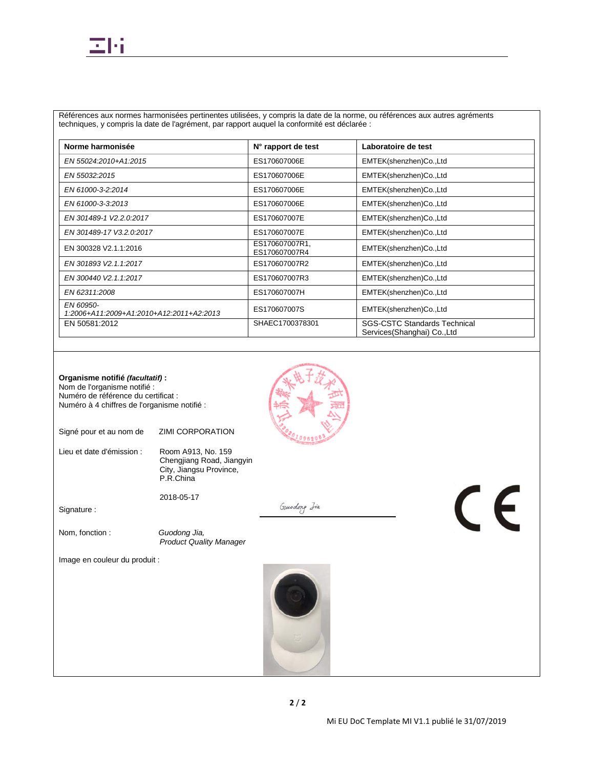Références aux normes harmonisées pertinentes utilisées, y compris la date de la norme, ou références aux autres agréments techniques, y compris la date de l'agrément, par rapport auquel la conformité est déclarée :

| Norme harmonisée | N° rapport de test | Laboratoire de test |
|---|---|---|
| *EN 55024:2010+A1:2015* | ES170607006E | EMTEK(shenzhen)Co.,Ltd |
| *EN 55032:2015* | ES170607006E | EMTEK(shenzhen)Co.,Ltd |
| *EN 61000-3-2:2014* | ES170607006E | EMTEK(shenzhen)Co.,Ltd |
| *EN 61000-3-3:2013* | ES170607006E | EMTEK(shenzhen)Co.,Ltd |
| *EN 301489-1 V2.2.0:2017* | ES170607007E | EMTEK(shenzhen)Co.,Ltd |
| *EN 301489-17 V3.2.0:2017* | ES170607007E | EMTEK(shenzhen)Co.,Ltd |
| EN 300328 V2.1.1:2016 | ES170607007R1, ES170607007R4 | EMTEK(shenzhen)Co.,Ltd |
| *EN 301893 V2.1.1:2017* | ES170607007R2 | EMTEK(shenzhen)Co.,Ltd |
| *EN 300440 V2.1.1:2017* | ES170607007R3 | EMTEK(shenzhen)Co.,Ltd |
| *EN 62311:2008* | ES170607007H | EMTEK(shenzhen)Co.,Ltd |
| *EN 60950-1:2006+A11:2009+A1:2010+A12:2011+A2:2013* | ES170607007S | EMTEK(shenzhen)Co.,Ltd |
| EN 50581:2012 | SHAEC1700378301 | SGS-CSTC Standards Technical Services(Shanghai) Co.,Ltd |

**Organisme notifié *(facultatif)* :**
Nom de l'organisme notifié :
Numéro de référence du certificat :
Numéro à 4 chiffres de l'organisme notifié :

Signé pour et au nom de ZIMI CORPORATION

Lieu et date d'émission : Room A913, No. 159 Chengjiang Road, Jiangyin City, Jiangsu Province, P.R.China

2018-05-17

Signature : Guodong Jia

Nom, fonction : *Guodong Jia, Product Quality Manager*

CE

Image en couleur du produit :

Mi EU DoC Template MI V1.1 publié le 31/07/2019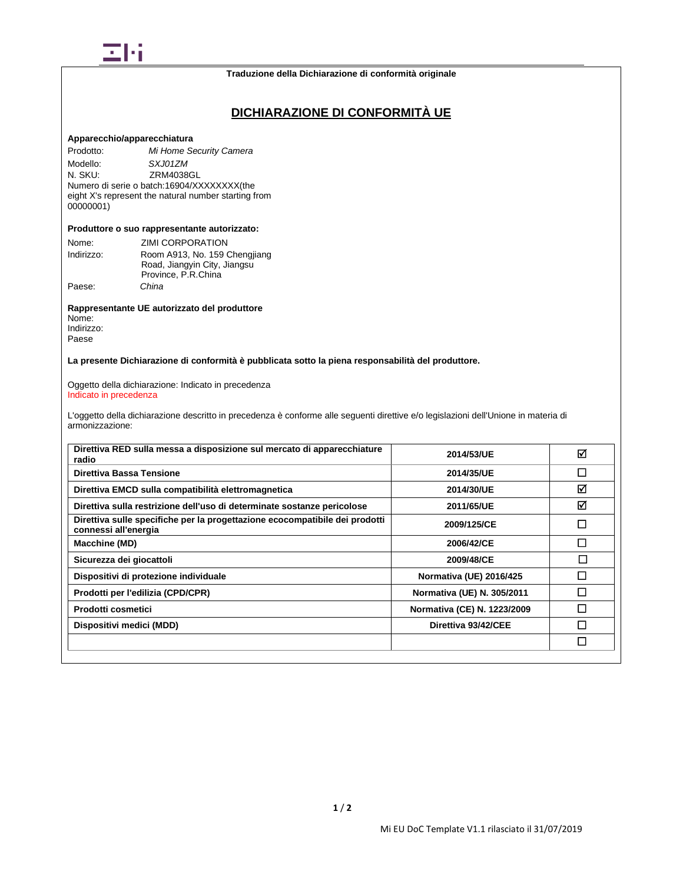Traduzione della Dichiarazione di conformità originale

# DICHIARAZIONE DI CONFORMITÀ UE

**Apparecchio/apparecchiatura**

Prodotto: *Mi Home Security Camera*
Modello: *SXJ01ZM*
N. SKU: ZRM4038GL
Numero di serie o batch:16904/XXXXXXXX(the eight X's represent the natural number starting from 00000001)

**Produttore o suo rappresentante autorizzato:**

Nome: ZIMI CORPORATION
Indirizzo: Room A913, No. 159 Chengjiang Road, Jiangyin City, Jiangsu Province, P.R.China
Paese: *China*

**Rappresentante UE autorizzato del produttore**

Nome:
Indirizzo:
Paese

**La presente Dichiarazione di conformità è pubblicata sotto la piena responsabilità del produttore.**

Oggetto della dichiarazione: Indicato in precedenza
Indicato in precedenza

L'oggetto della dichiarazione descritto in precedenza è conforme alle seguenti direttive e/o legislazioni dell'Unione in materia di armonizzazione:

| | | |
|---|---|---|
| **Direttiva RED sulla messa a disposizione sul mercato di apparecchiature radio** | **2014/53/UE** | ☑ |
| **Direttiva Bassa Tensione** | **2014/35/UE** | ☐ |
| **Direttiva EMCD sulla compatibilità elettromagnetica** | **2014/30/UE** | ☑ |
| **Direttiva sulla restrizione dell'uso di determinate sostanze pericolose** | **2011/65/UE** | ☑ |
| **Direttiva sulle specifiche per la progettazione ecocompatibile dei prodotti connessi all'energia** | **2009/125/CE** | ☐ |
| **Macchine (MD)** | **2006/42/CE** | ☐ |
| **Sicurezza dei giocattoli** | **2009/48/CE** | ☐ |
| **Dispositivi di protezione individuale** | **Normativa (UE) 2016/425** | ☐ |
| **Prodotti per l'edilizia (CPD/CPR)** | **Normativa (UE) N. 305/2011** | ☐ |
| **Prodotti cosmetici** | **Normativa (CE) N. 1223/2009** | ☐ |
| **Dispositivi medici (MDD)** | **Direttiva 93/42/CEE** | ☐ |
| | | ☐ |

Mi EU DoC Template V1.1 rilasciato il 31/07/2019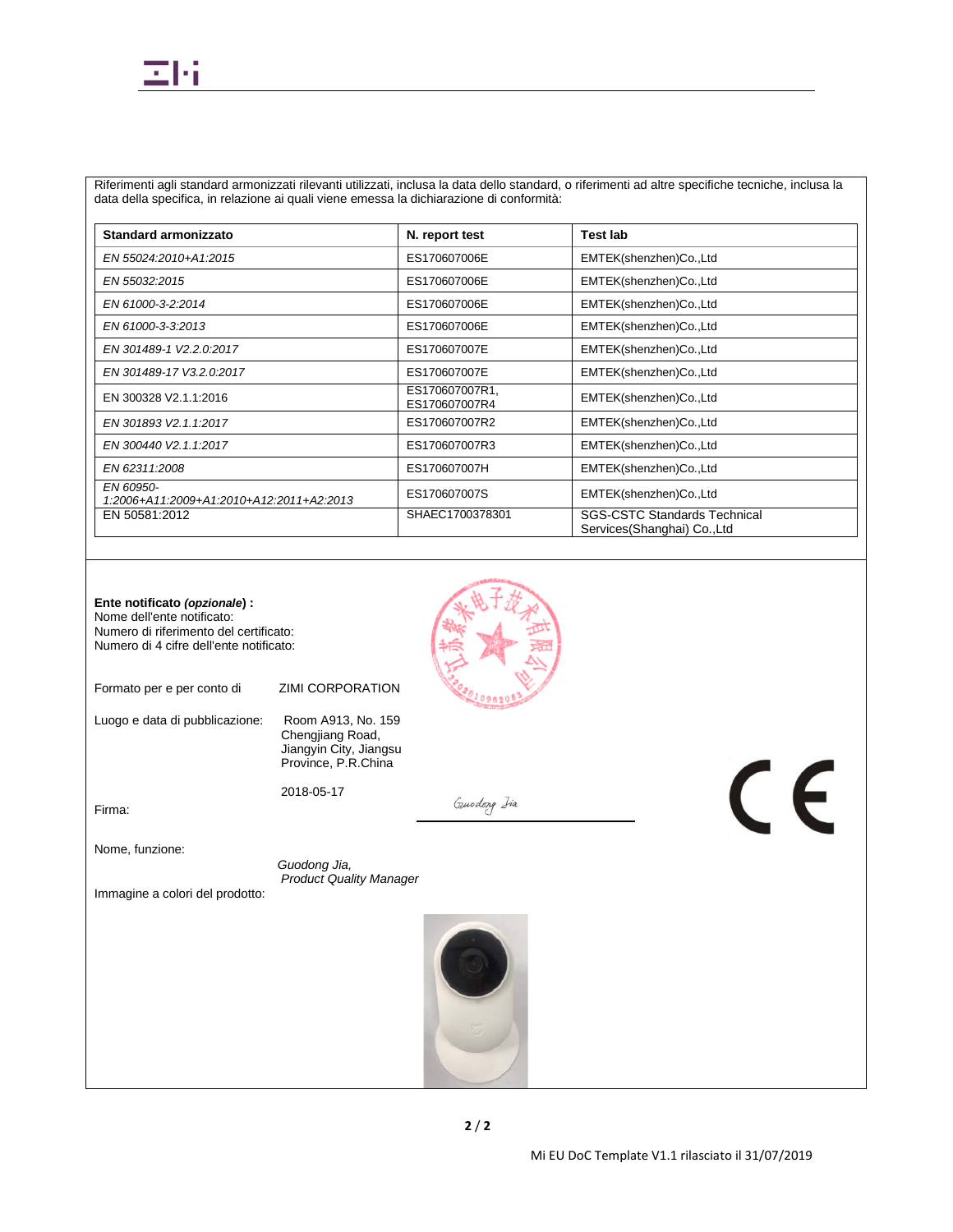Riferimenti agli standard armonizzati rilevanti utilizzati, inclusa la data dello standard, o riferimenti ad altre specifiche tecniche, inclusa la data della specifica, in relazione ai quali viene emessa la dichiarazione di conformità:

| Standard armonizzato | N. report test | Test lab |
|---|---|---|
| *EN 55024:2010+A1:2015* | ES170607006E | EMTEK(shenzhen)Co.,Ltd |
| *EN 55032:2015* | ES170607006E | EMTEK(shenzhen)Co.,Ltd |
| *EN 61000-3-2:2014* | ES170607006E | EMTEK(shenzhen)Co.,Ltd |
| *EN 61000-3-3:2013* | ES170607006E | EMTEK(shenzhen)Co.,Ltd |
| *EN 301489-1 V2.2.0:2017* | ES170607007E | EMTEK(shenzhen)Co.,Ltd |
| *EN 301489-17 V3.2.0:2017* | ES170607007E | EMTEK(shenzhen)Co.,Ltd |
| EN 300328 V2.1.1:2016 | ES170607007R1, ES170607007R4 | EMTEK(shenzhen)Co.,Ltd |
| *EN 301893 V2.1.1:2017* | ES170607007R2 | EMTEK(shenzhen)Co.,Ltd |
| *EN 300440 V2.1.1:2017* | ES170607007R3 | EMTEK(shenzhen)Co.,Ltd |
| *EN 62311:2008* | ES170607007H | EMTEK(shenzhen)Co.,Ltd |
| *EN 60950-1:2006+A11:2009+A1:2010+A12:2011+A2:2013* | ES170607007S | EMTEK(shenzhen)Co.,Ltd |
| EN 50581:2012 | SHAEC1700378301 | SGS-CSTC Standards Technical Services(Shanghai) Co.,Ltd |

**Ente notificato *(opzionale*) :**
Nome dell'ente notificato:
Numero di riferimento del certificato:
Numero di 4 cifre dell'ente notificato:

Formato per e per conto di: ZIMI CORPORATION

Luogo e data di pubblicazione: Room A913, No. 159 Chengjiang Road, Jiangyin City, Jiangsu Province, P.R.China

2018-05-17

Firma: Guodong Jia

Nome, funzione: *Guodong Jia, Product Quality Manager*

Immagine a colori del prodotto:

Mi EU DoC Template V1.1 rilasciato il 31/07/2019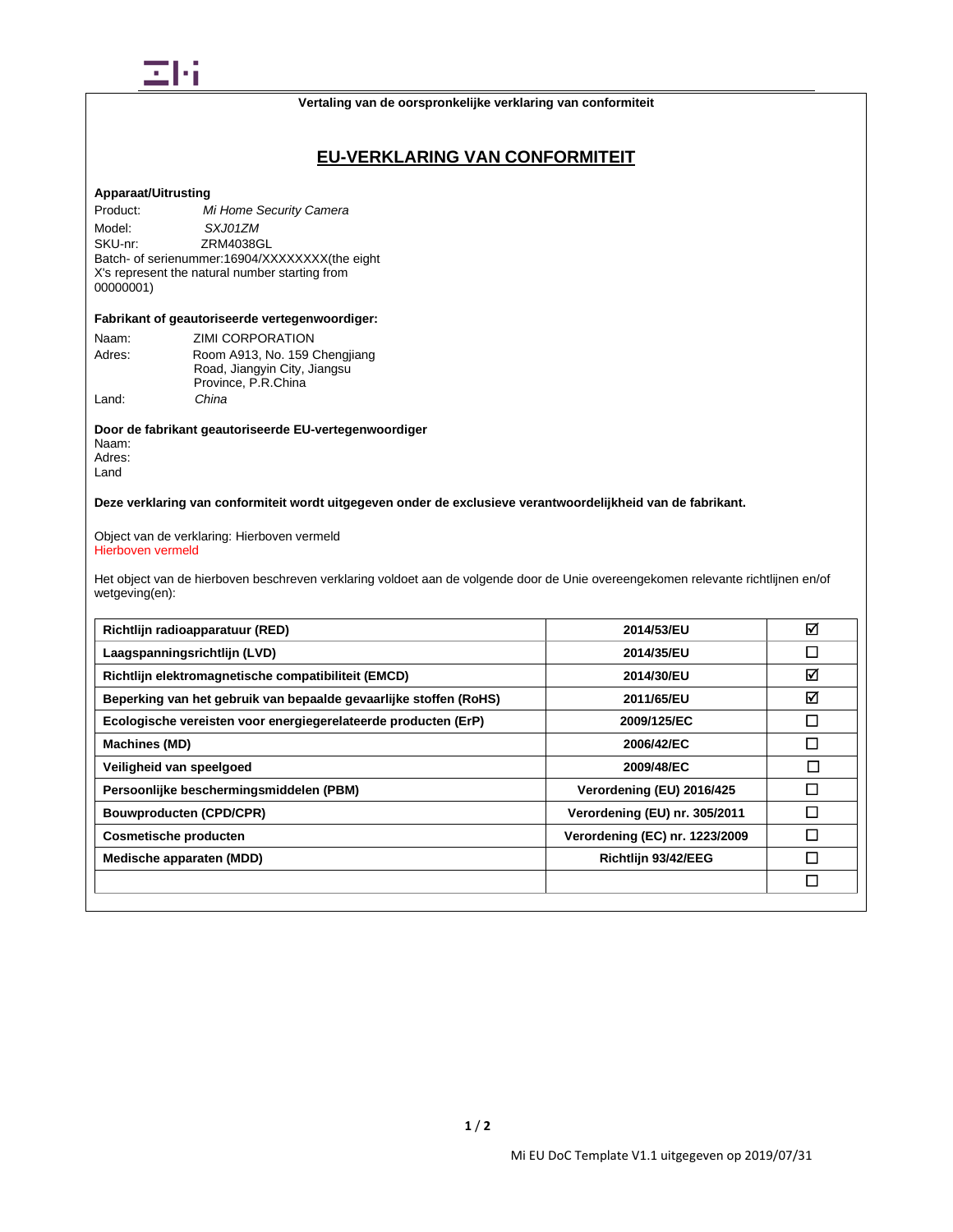Vertaling van de oorspronkelijke verklaring van conformiteit

# EU-VERKLARING VAN CONFORMITEIT

**Apparaat/Uitrusting**

Product: *Mi Home Security Camera*
Model: *SXJ01ZM*
SKU-nr: ZRM4038GL
Batch- of serienummer:16904/XXXXXXXX(the eight X's represent the natural number starting from 00000001)

**Fabrikant of geautoriseerde vertegenwoordiger:**

Naam: ZIMI CORPORATION
Adres: Room A913, No. 159 Chengjiang Road, Jiangyin City, Jiangsu Province, P.R.China
Land: *China*

**Door de fabrikant geautoriseerde EU-vertegenwoordiger**

Naam:
Adres:
Land

**Deze verklaring van conformiteit wordt uitgegeven onder de exclusieve verantwoordelijkheid van de fabrikant.**

Object van de verklaring: Hierboven vermeld
Hierboven vermeld

Het object van de hierboven beschreven verklaring voldoet aan de volgende door de Unie overeengekomen relevante richtlijnen en/of wetgeving(en):

| | | |
|---|---|---|
| **Richtlijn radioapparatuur (RED)** | **2014/53/EU** | ☑ |
| **Laagspanningsrichtlijn (LVD)** | **2014/35/EU** | ☐ |
| **Richtlijn elektromagnetische compatibiliteit (EMCD)** | **2014/30/EU** | ☑ |
| **Beperking van het gebruik van bepaalde gevaarlijke stoffen (RoHS)** | **2011/65/EU** | ☑ |
| **Ecologische vereisten voor energiegerelateerde producten (ErP)** | **2009/125/EC** | ☐ |
| **Machines (MD)** | **2006/42/EC** | ☐ |
| **Veiligheid van speelgoed** | **2009/48/EC** | ☐ |
| **Persoonlijke beschermingsmiddelen (PBM)** | **Verordening (EU) 2016/425** | ☐ |
| **Bouwproducten (CPD/CPR)** | **Verordening (EU) nr. 305/2011** | ☐ |
| **Cosmetische producten** | **Verordening (EC) nr. 1223/2009** | ☐ |
| **Medische apparaten (MDD)** | **Richtlijn 93/42/EEG** | ☐ |
| | | ☐ |

Mi EU DoC Template V1.1 uitgegeven op 2019/07/31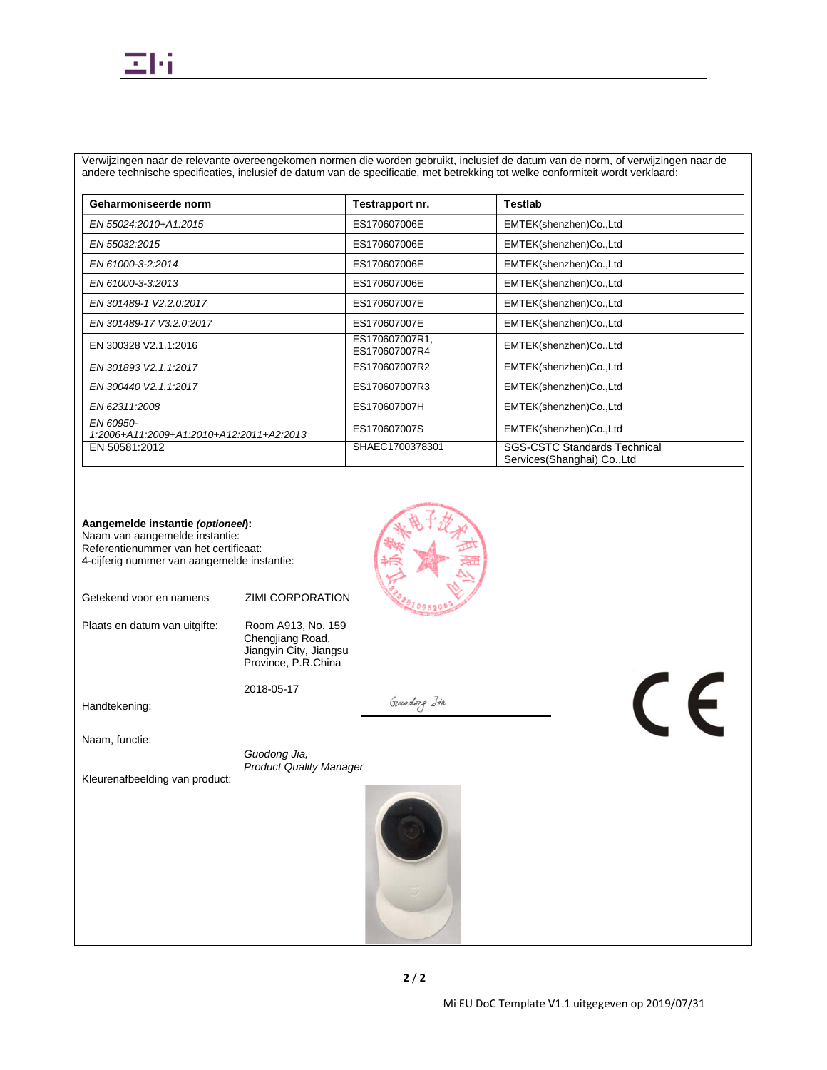Verwijzingen naar de relevante overeengekomen normen die worden gebruikt, inclusief de datum van de norm, of verwijzingen naar de andere technische specificaties, inclusief de datum van de specificatie, met betrekking tot welke conformiteit wordt verklaard:

| **Geharmoniseerde norm** | **Testrapport nr.** | **Testlab** |
| --- | --- | --- |
| *EN 55024:2010+A1:2015* | ES170607006E | EMTEK(shenzhen)Co.,Ltd |
| *EN 55032:2015* | ES170607006E | EMTEK(shenzhen)Co.,Ltd |
| *EN 61000-3-2:2014* | ES170607006E | EMTEK(shenzhen)Co.,Ltd |
| *EN 61000-3-3:2013* | ES170607006E | EMTEK(shenzhen)Co.,Ltd |
| *EN 301489-1 V2.2.0:2017* | ES170607007E | EMTEK(shenzhen)Co.,Ltd |
| *EN 301489-17 V3.2.0:2017* | ES170607007E | EMTEK(shenzhen)Co.,Ltd |
| EN 300328 V2.1.1:2016 | ES170607007R1, ES170607007R4 | EMTEK(shenzhen)Co.,Ltd |
| *EN 301893 V2.1.1:2017* | ES170607007R2 | EMTEK(shenzhen)Co.,Ltd |
| *EN 300440 V2.1.1:2017* | ES170607007R3 | EMTEK(shenzhen)Co.,Ltd |
| *EN 62311:2008* | ES170607007H | EMTEK(shenzhen)Co.,Ltd |
| *EN 60950-1:2006+A11:2009+A1:2010+A12:2011+A2:2013* | ES170607007S | EMTEK(shenzhen)Co.,Ltd |
| EN 50581:2012 | SHAEC1700378301 | SGS-CSTC Standards Technical Services(Shanghai) Co.,Ltd |

**Aangemelde instantie *(optioneel)*:**
Naam van aangemelde instantie:
Referentienummer van het certificaat:
4-cijferig nummer van aangemelde instantie:

Getekend voor en namens: ZIMI CORPORATION

Plaats en datum van uitgifte: Room A913, No. 159 Chengjiang Road, Jiangyin City, Jiangsu Province, P.R.China

2018-05-17

Handtekening: Guodong Jia

Naam, functie: *Guodong Jia, Product Quality Manager*

Kleurenafbeelding van product:

Mi EU DoC Template V1.1 uitgegeven op 2019/07/31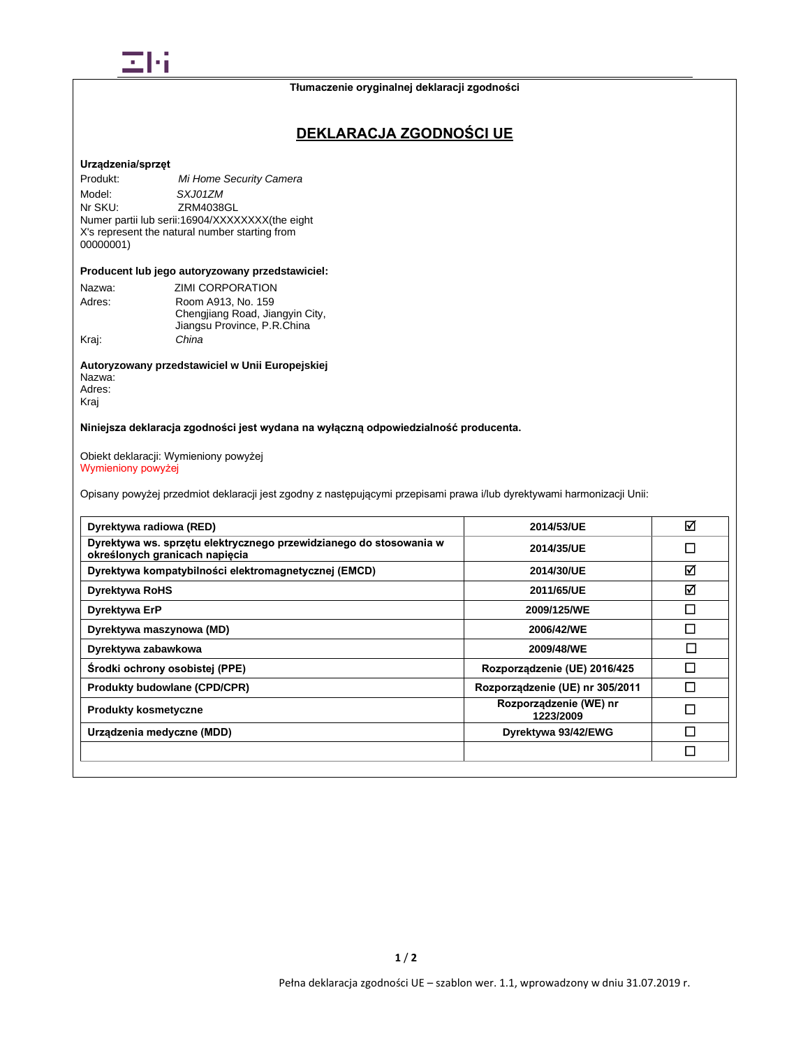Tłumaczenie oryginalnej deklaracji zgodności

# DEKLARACJA ZGODNOŚCI UE

**Urządzenia/sprzęt**

Produkt: *Mi Home Security Camera*
Model: *SXJ01ZM*
Nr SKU: ZRM4038GL
Numer partii lub serii:16904/XXXXXXXX(the eight X's represent the natural number starting from 00000001)

**Producent lub jego autoryzowany przedstawiciel:**

Nazwa: ZIMI CORPORATION
Adres: Room A913, No. 159 Chengjiang Road, Jiangyin City, Jiangsu Province, P.R.China
Kraj: *China*

**Autoryzowany przedstawiciel w Unii Europejskiej**
Nazwa:
Adres:
Kraj

**Niniejsza deklaracja zgodności jest wydana na wyłączną odpowiedzialność producenta.**

Obiekt deklaracji: Wymieniony powyżej
Wymieniony powyżej

Opisany powyżej przedmiot deklaracji jest zgodny z następującymi przepisami prawa i/lub dyrektywami harmonizacji Unii:

| | | |
|---|---|---|
| **Dyrektywa radiowa (RED)** | **2014/53/UE** | ☑ |
| **Dyrektywa ws. sprzętu elektrycznego przewidzianego do stosowania w określonych granicach napięcia** | **2014/35/UE** | ☐ |
| **Dyrektywa kompatybilności elektromagnetycznej (EMCD)** | **2014/30/UE** | ☑ |
| **Dyrektywa RoHS** | **2011/65/UE** | ☑ |
| **Dyrektywa ErP** | **2009/125/WE** | ☐ |
| **Dyrektywa maszynowa (MD)** | **2006/42/WE** | ☐ |
| **Dyrektywa zabawkowa** | **2009/48/WE** | ☐ |
| **Środki ochrony osobistej (PPE)** | **Rozporządzenie (UE) 2016/425** | ☐ |
| **Produkty budowlane (CPD/CPR)** | **Rozporządzenie (UE) nr 305/2011** | ☐ |
| **Produkty kosmetyczne** | **Rozporządzenie (WE) nr 1223/2009** | ☐ |
| **Urządzenia medyczne (MDD)** | **Dyrektywa 93/42/EWG** | ☐ |
| | | ☐ |

Pełna deklaracja zgodności UE – szablon wer. 1.1, wprowadzony w dniu 31.07.2019 r.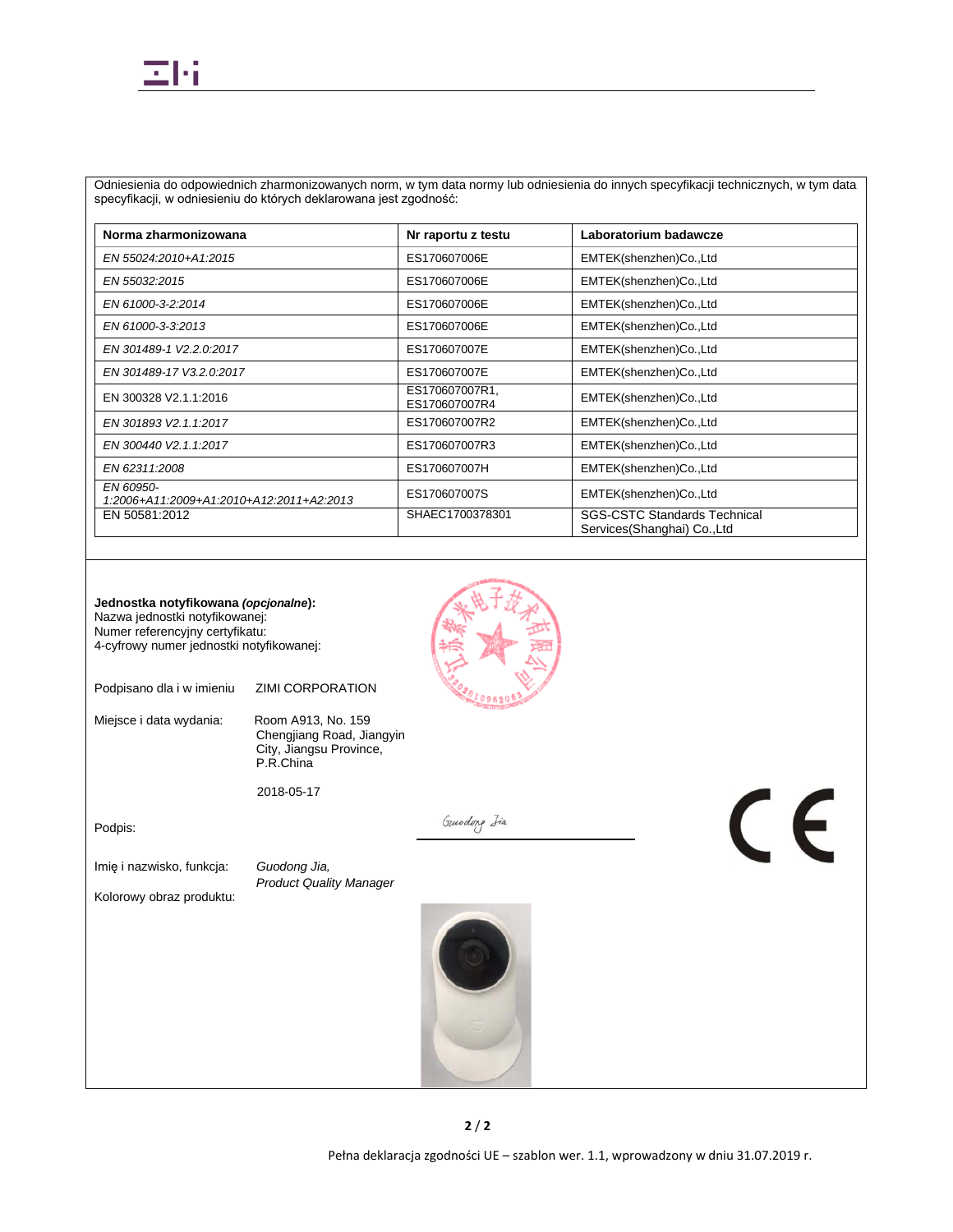Odniesienia do odpowiednich zharmonizowanych norm, w tym data normy lub odniesienia do innych specyfikacji technicznych, w tym data specyfikacji, w odniesieniu do których deklarowana jest zgodność:

| Norma zharmonizowana | Nr raportu z testu | Laboratorium badawcze |
|---|---|---|
| *EN 55024:2010+A1:2015* | ES170607006E | EMTEK(shenzhen)Co.,Ltd |
| *EN 55032:2015* | ES170607006E | EMTEK(shenzhen)Co.,Ltd |
| *EN 61000-3-2:2014* | ES170607006E | EMTEK(shenzhen)Co.,Ltd |
| *EN 61000-3-3:2013* | ES170607006E | EMTEK(shenzhen)Co.,Ltd |
| *EN 301489-1 V2.2.0:2017* | ES170607007E | EMTEK(shenzhen)Co.,Ltd |
| *EN 301489-17 V3.2.0:2017* | ES170607007E | EMTEK(shenzhen)Co.,Ltd |
| EN 300328 V2.1.1:2016 | ES170607007R1, ES170607007R4 | EMTEK(shenzhen)Co.,Ltd |
| *EN 301893 V2.1.1:2017* | ES170607007R2 | EMTEK(shenzhen)Co.,Ltd |
| *EN 300440 V2.1.1:2017* | ES170607007R3 | EMTEK(shenzhen)Co.,Ltd |
| *EN 62311:2008* | ES170607007H | EMTEK(shenzhen)Co.,Ltd |
| *EN 60950-1:2006+A11:2009+A1:2010+A12:2011+A2:2013* | ES170607007S | EMTEK(shenzhen)Co.,Ltd |
| EN 50581:2012 | SHAEC1700378301 | SGS-CSTC Standards Technical Services(Shanghai) Co.,Ltd |

**Jednostka notyfikowana *(opcjonalne*):**
Nazwa jednostki notyfikowanej:
Numer referencyjny certyfikatu:
4-cyfrowy numer jednostki notyfikowanej:

Podpisano dla i w imieniu ZIMI CORPORATION

Miejsce i data wydania: Room A913, No. 159 Chengjiang Road, Jiangyin City, Jiangsu Province, P.R.China

2018-05-17

Podpis: *Guodong Jia*

Imię i nazwisko, funkcja: *Guodong Jia, Product Quality Manager*

Kolorowy obraz produktu:

Pełna deklaracja zgodności UE – szablon wer. 1.1, wprowadzony w dniu 31.07.2019 r.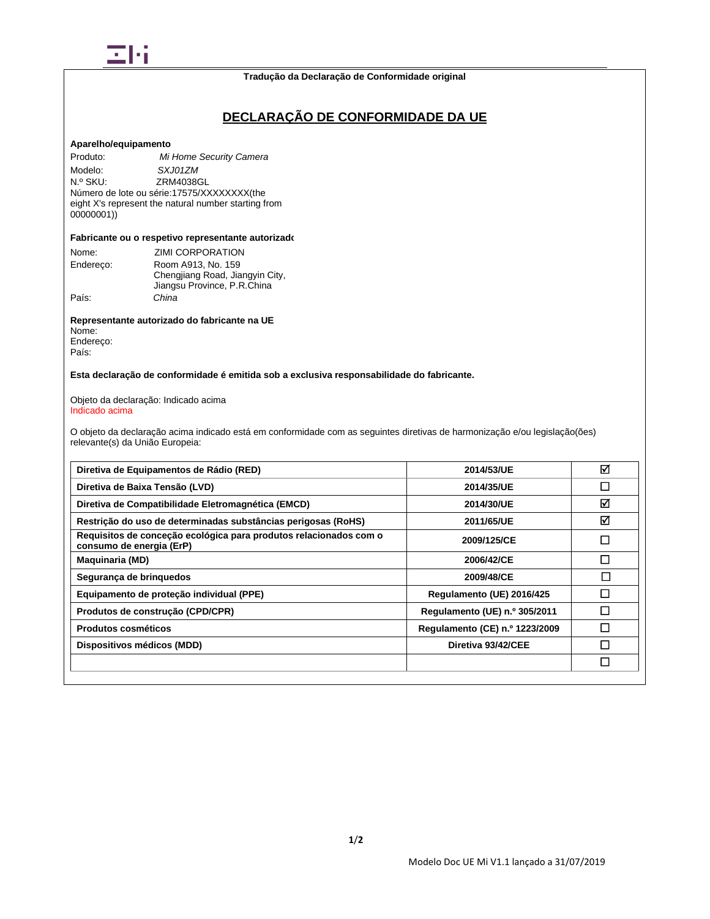Tradução da Declaração de Conformidade original

# DECLARAÇÃO DE CONFORMIDADE DA UE

**Aparelho/equipamento**

Produto: *Mi Home Security Camera*
Modelo: *SXJ01ZM*
N.º SKU: ZRM4038GL
Número de lote ou série:17575/XXXXXXXX(the eight X's represent the natural number starting from 00000001))

**Fabricante ou o respetivo representante autorizado**

Nome: ZIMI CORPORATION
Endereço: Room A913, No. 159 Chengjiang Road, Jiangyin City, Jiangsu Province, P.R.China
País: *China*

**Representante autorizado do fabricante na UE**

Nome:
Endereço:
País:

**Esta declaração de conformidade é emitida sob a exclusiva responsabilidade do fabricante.**

Objeto da declaração: Indicado acima
Indicado acima

O objeto da declaração acima indicado está em conformidade com as seguintes diretivas de harmonização e/ou legislação(ões) relevante(s) da União Europeia:

| | | |
|---|---|---|
| **Diretiva de Equipamentos de Rádio (RED)** | **2014/53/UE** | ☑ |
| **Diretiva de Baixa Tensão (LVD)** | **2014/35/UE** | ☐ |
| **Diretiva de Compatibilidade Eletromagnética (EMCD)** | **2014/30/UE** | ☑ |
| **Restrição do uso de determinadas substâncias perigosas (RoHS)** | **2011/65/UE** | ☑ |
| **Requisitos de conceção ecológica para produtos relacionados com o consumo de energia (ErP)** | **2009/125/CE** | ☐ |
| **Maquinaria (MD)** | **2006/42/CE** | ☐ |
| **Segurança de brinquedos** | **2009/48/CE** | ☐ |
| **Equipamento de proteção individual (PPE)** | **Regulamento (UE) 2016/425** | ☐ |
| **Produtos de construção (CPD/CPR)** | **Regulamento (UE) n.º 305/2011** | ☐ |
| **Produtos cosméticos** | **Regulamento (CE) n.º 1223/2009** | ☐ |
| **Dispositivos médicos (MDD)** | **Diretiva 93/42/CEE** | ☐ |
| | | ☐ |

Modelo Doc UE Mi V1.1 lançado a 31/07/2019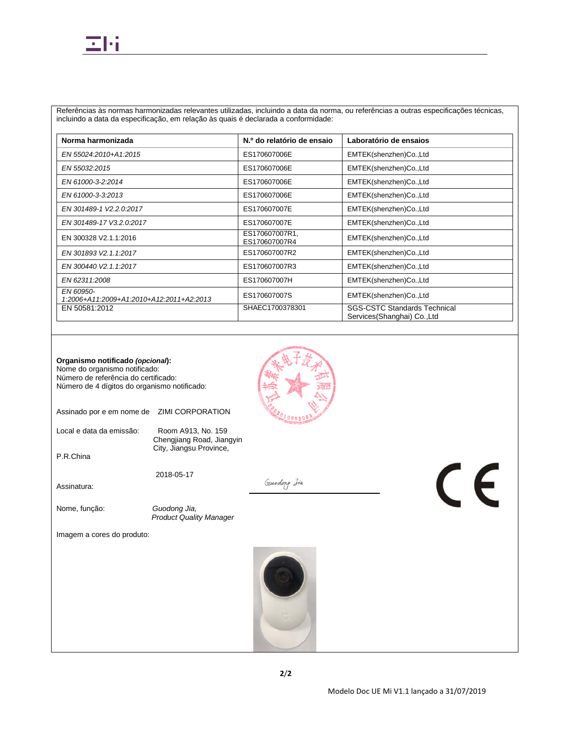Referências às normas harmonizadas relevantes utilizadas, incluindo a data da norma, ou referências a outras especificações técnicas, incluindo a data da especificação, em relação às quais é declarada a conformidade:

| Norma harmonizada | N.º do relatório de ensaio | Laboratório de ensaios |
|---|---|---|
| *EN 55024:2010+A1:2015* | ES170607006E | EMTEK(shenzhen)Co.,Ltd |
| *EN 55032:2015* | ES170607006E | EMTEK(shenzhen)Co.,Ltd |
| *EN 61000-3-2:2014* | ES170607006E | EMTEK(shenzhen)Co.,Ltd |
| *EN 61000-3-3:2013* | ES170607006E | EMTEK(shenzhen)Co.,Ltd |
| *EN 301489-1 V2.2.0:2017* | ES170607007E | EMTEK(shenzhen)Co.,Ltd |
| *EN 301489-17 V3.2.0:2017* | ES170607007E | EMTEK(shenzhen)Co.,Ltd |
| EN 300328 V2.1.1:2016 | ES170607007R1, ES170607007R4 | EMTEK(shenzhen)Co.,Ltd |
| *EN 301893 V2.1.1:2017* | ES170607007R2 | EMTEK(shenzhen)Co.,Ltd |
| *EN 300440 V2.1.1:2017* | ES170607007R3 | EMTEK(shenzhen)Co.,Ltd |
| *EN 62311:2008* | ES170607007H | EMTEK(shenzhen)Co.,Ltd |
| *EN 60950-1:2006+A11:2009+A1:2010+A12:2011+A2:2013* | ES170607007S | EMTEK(shenzhen)Co.,Ltd |
| EN 50581:2012 | SHAEC1700378301 | SGS-CSTC Standards Technical Services(Shanghai) Co.,Ltd |

**Organismo notificado *(opcional)*:**
Nome do organismo notificado:
Número de referência do certificado:
Número de 4 dígitos do organismo notificado:

Assinado por e em nome de ZIMI CORPORATION

Local e data da emissão: Room A913, No. 159 Chengjiang Road, Jiangyin City, Jiangsu Province, P.R.China

2018-05-17

Assinatura: Guodong Jia

Nome, função: *Guodong Jia, Product Quality Manager*

Imagem a cores do produto:

Modelo Doc UE Mi V1.1 lançado a 31/07/2019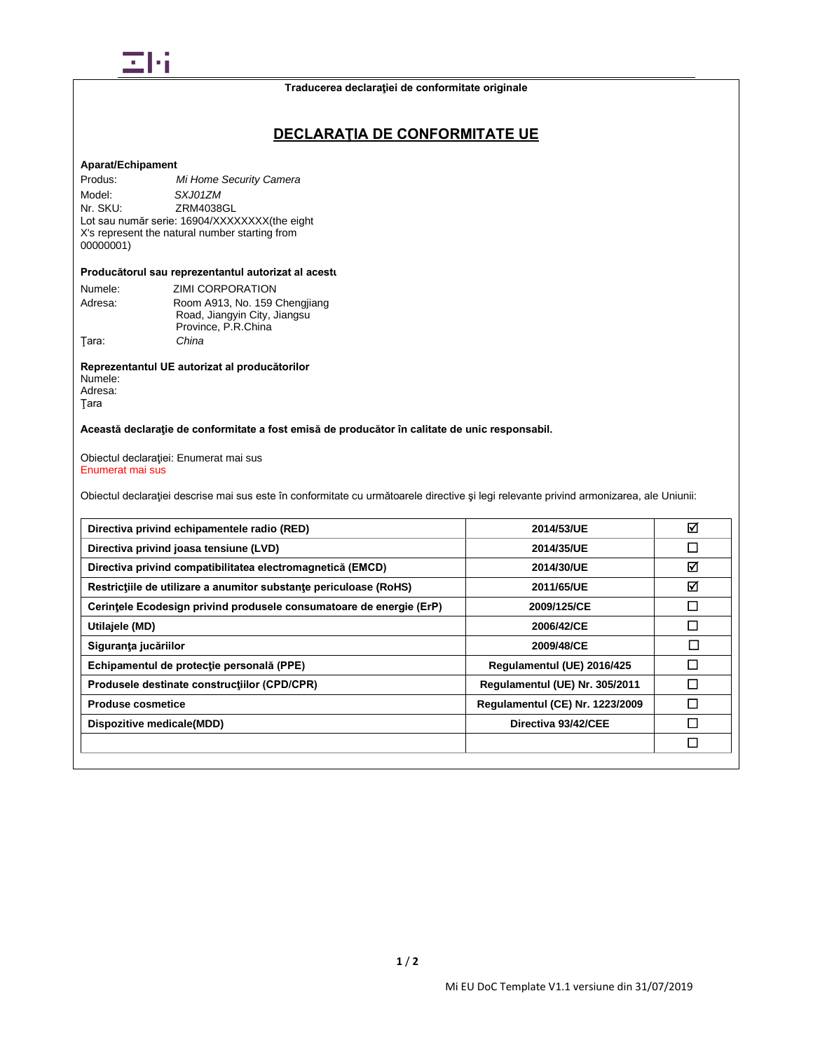Traducerea declaraţiei de conformitate originale

# DECLARAŢIA DE CONFORMITATE UE

**Aparat/Echipament**

Produs: *Mi Home Security Camera*
Model: *SXJ01ZM*
Nr. SKU: ZRM4038GL
Lot sau număr serie: 16904/XXXXXXXX(the eight X's represent the natural number starting from 00000001)

**Producătorul sau reprezentantul autorizat al acestu**

Numele: ZIMI CORPORATION
Adresa: Room A913, No. 159 Chengjiang Road, Jiangyin City, Jiangsu Province, P.R.China
Ţara: *China*

**Reprezentantul UE autorizat al producătorilor**
Numele:
Adresa:
Ţara

**Această declaraţie de conformitate a fost emisă de producător în calitate de unic responsabil.**

Obiectul declaraţiei: Enumerat mai sus
Enumerat mai sus

Obiectul declaraţiei descrise mai sus este în conformitate cu următoarele directive şi legi relevante privind armonizarea, ale Uniunii:

| | | |
|---|---|---|
| **Directiva privind echipamentele radio (RED)** | **2014/53/UE** | ☑ |
| **Directiva privind joasa tensiune (LVD)** | **2014/35/UE** | ☐ |
| **Directiva privind compatibilitatea electromagnetică (EMCD)** | **2014/30/UE** | ☑ |
| **Restricţiile de utilizare a anumitor substanţe periculoase (RoHS)** | **2011/65/UE** | ☑ |
| **Cerinţele Ecodesign privind produsele consumatoare de energie (ErP)** | **2009/125/CE** | ☐ |
| **Utilajele (MD)** | **2006/42/CE** | ☐ |
| **Siguranţa jucăriilor** | **2009/48/CE** | ☐ |
| **Echipamentul de protecţie personală (PPE)** | **Regulamentul (UE) 2016/425** | ☐ |
| **Produsele destinate construcţiilor (CPD/CPR)** | **Regulamentul (UE) Nr. 305/2011** | ☐ |
| **Produse cosmetice** | **Regulamentul (CE) Nr. 1223/2009** | ☐ |
| **Dispozitive medicale(MDD)** | **Directiva 93/42/CEE** | ☐ |
| | | ☐ |

Mi EU DoC Template V1.1 versiune din 31/07/2019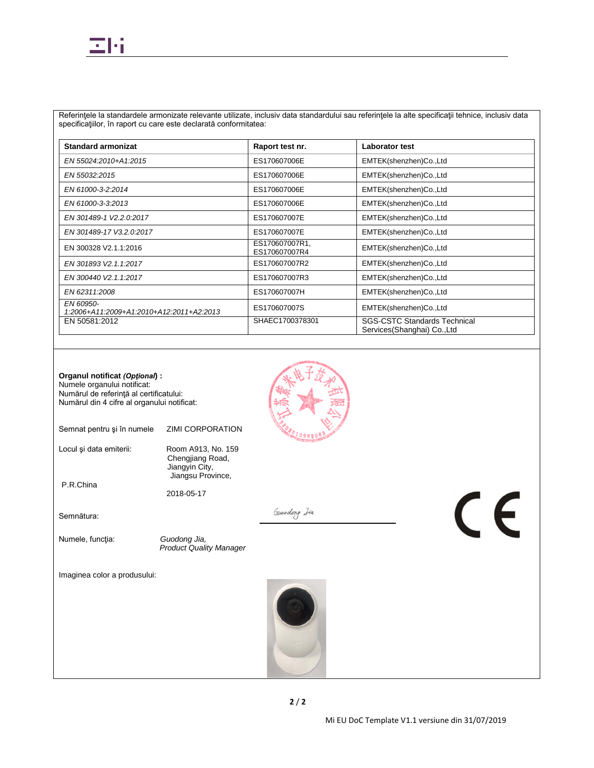Referinţele la standardele armonizate relevante utilizate, inclusiv data standardului sau referinţele la alte specificaţii tehnice, inclusiv data specificaţiilor, în raport cu care este declarată conformitatea:

| **Standard armonizat** | **Raport test nr.** | **Laborator test** |
|---|---|---|
| *EN 55024:2010+A1:2015* | ES170607006E | EMTEK(shenzhen)Co.,Ltd |
| *EN 55032:2015* | ES170607006E | EMTEK(shenzhen)Co.,Ltd |
| *EN 61000-3-2:2014* | ES170607006E | EMTEK(shenzhen)Co.,Ltd |
| *EN 61000-3-3:2013* | ES170607006E | EMTEK(shenzhen)Co.,Ltd |
| *EN 301489-1 V2.2.0:2017* | ES170607007E | EMTEK(shenzhen)Co.,Ltd |
| *EN 301489-17 V3.2.0:2017* | ES170607007E | EMTEK(shenzhen)Co.,Ltd |
| EN 300328 V2.1.1:2016 | ES170607007R1, ES170607007R4 | EMTEK(shenzhen)Co.,Ltd |
| *EN 301893 V2.1.1:2017* | ES170607007R2 | EMTEK(shenzhen)Co.,Ltd |
| *EN 300440 V2.1.1:2017* | ES170607007R3 | EMTEK(shenzhen)Co.,Ltd |
| *EN 62311:2008* | ES170607007H | EMTEK(shenzhen)Co.,Ltd |
| *EN 60950-1:2006+A11:2009+A1:2010+A12:2011+A2:2013* | ES170607007S | EMTEK(shenzhen)Co.,Ltd |
| EN 50581:2012 | SHAEC1700378301 | SGS-CSTC Standards Technical Services(Shanghai) Co.,Ltd |

**Organul notificat *(Opţional)* :**
Numele organului notificat:
Numărul de referinţă al certificatului:
Numărul din 4 cifre al organului notificat:

Semnat pentru şi în numele ZIMI CORPORATION

Locul şi data emiterii: Room A913, No. 159 Chengjiang Road, Jiangyin City, Jiangsu Province, P.R.China

2018-05-17

Semnătura: Guodong Jia

Numele, funcţia: *Guodong Jia, Product Quality Manager*

Imaginea color a produsului:

Mi EU DoC Template V1.1 versiune din 31/07/2019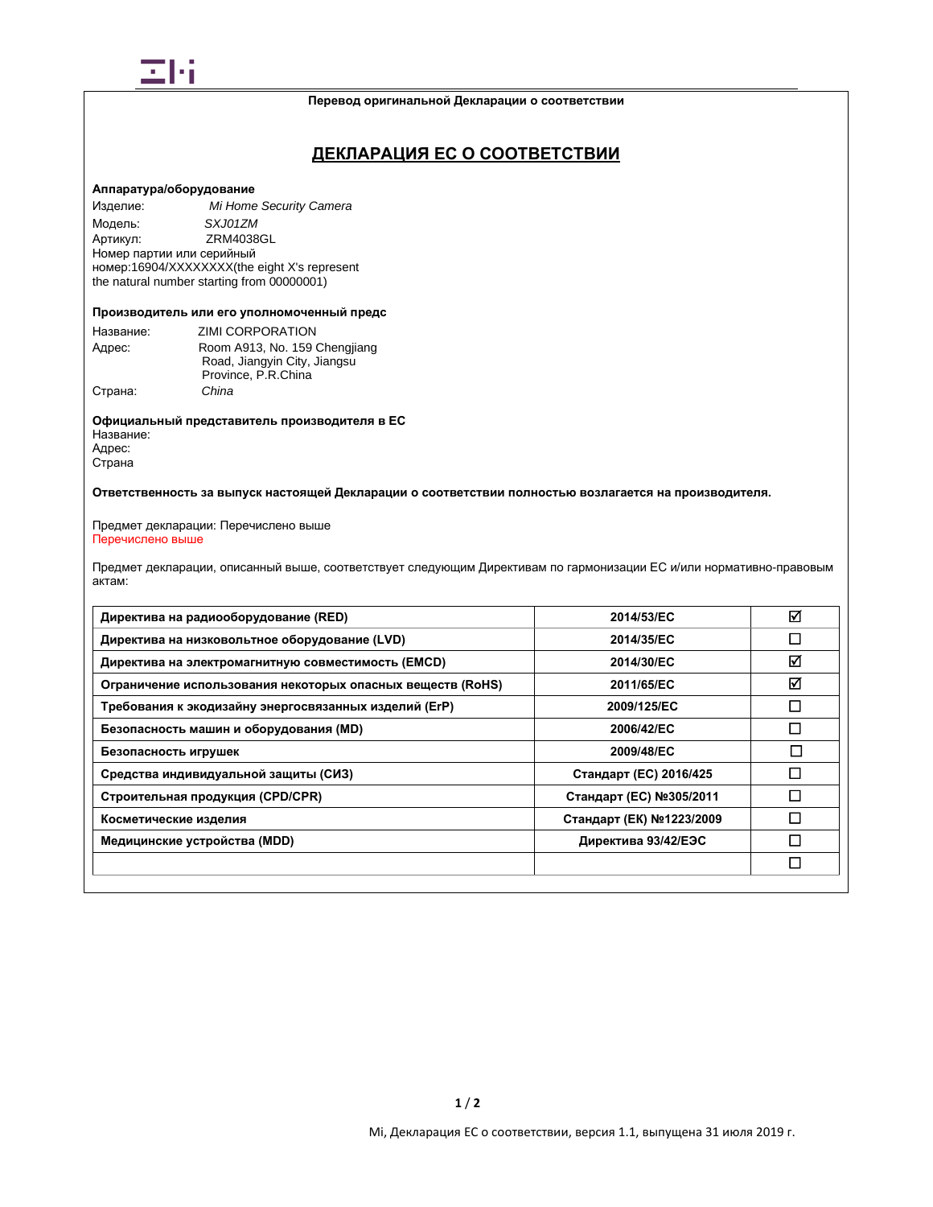**Перевод оригинальной Декларации о соответствии**

# ДЕКЛАРАЦИЯ ЕС О СООТВЕТСТВИИ

**Аппаратура/оборудование**

Изделие: *Mi Home Security Camera*
Модель: *SXJ01ZM*
Артикул: ZRM4038GL
Номер партии или серийный номер:16904/XXXXXXXX(the eight X's represent the natural number starting from 00000001)

**Производитель или его уполномоченный предс**

Название: ZIMI CORPORATION
Адрес: Room A913, No. 159 Chengjiang Road, Jiangyin City, Jiangsu Province, P.R.China
Страна: *China*

**Официальный представитель производителя в ЕС**
Название:
Адрес:
Страна

**Ответственность за выпуск настоящей Декларации о соответствии полностью возлагается на производителя.**

Предмет декларации: Перечислено выше
Перечислено выше

Предмет декларации, описанный выше, соответствует следующим Директивам по гармонизации ЕС и/или нормативно-правовым актам:

| | | |
|---|---|---|
| **Директива на радиооборудование (RED)** | **2014/53/EC** | ☑ |
| **Директива на низковольтное оборудование (LVD)** | **2014/35/EC** | ☐ |
| **Директива на электромагнитную совместимость (EMCD)** | **2014/30/EC** | ☑ |
| **Ограничение использования некоторых опасных веществ (RoHS)** | **2011/65/EC** | ☑ |
| **Требования к экодизайну энергосвязанных изделий (ErP)** | **2009/125/EC** | ☐ |
| **Безопасность машин и оборудования (MD)** | **2006/42/EC** | ☐ |
| **Безопасность игрушек** | **2009/48/EC** | ☐ |
| **Средства индивидуальной защиты (СИЗ)** | **Стандарт (ЕС) 2016/425** | ☐ |
| **Строительная продукция (CPD/CPR)** | **Стандарт (ЕС) №305/2011** | ☐ |
| **Косметические изделия** | **Стандарт (ЕК) №1223/2009** | ☐ |
| **Медицинские устройства (MDD)** | **Директива 93/42/ЕЭС** | ☐ |
| | | ☐ |

Mi, Декларация ЕС о соответствии, версия 1.1, выпущена 31 июля 2019 г.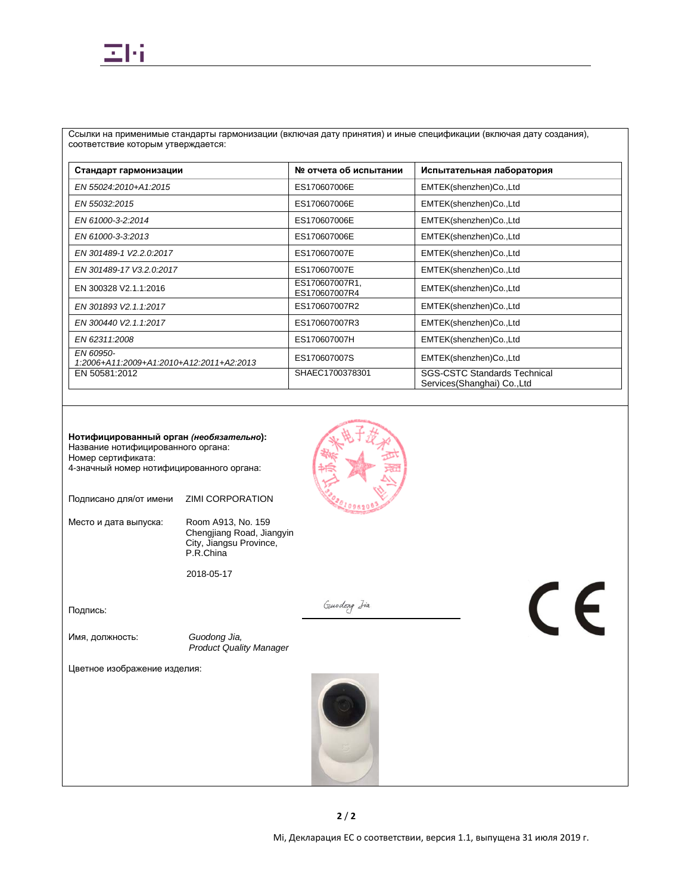Ссылки на применимые стандарты гармонизации (включая дату принятия) и иные спецификации (включая дату создания), соответствие которым утверждается:

| Стандарт гармонизации | № отчета об испытании | Испытательная лаборатория |
|---|---|---|
| *EN 55024:2010+A1:2015* | ES170607006E | EMTEK(shenzhen)Co.,Ltd |
| *EN 55032:2015* | ES170607006E | EMTEK(shenzhen)Co.,Ltd |
| *EN 61000-3-2:2014* | ES170607006E | EMTEK(shenzhen)Co.,Ltd |
| *EN 61000-3-3:2013* | ES170607006E | EMTEK(shenzhen)Co.,Ltd |
| *EN 301489-1 V2.2.0:2017* | ES170607007E | EMTEK(shenzhen)Co.,Ltd |
| *EN 301489-17 V3.2.0:2017* | ES170607007E | EMTEK(shenzhen)Co.,Ltd |
| EN 300328 V2.1.1:2016 | ES170607007R1, ES170607007R4 | EMTEK(shenzhen)Co.,Ltd |
| *EN 301893 V2.1.1:2017* | ES170607007R2 | EMTEK(shenzhen)Co.,Ltd |
| *EN 300440 V2.1.1:2017* | ES170607007R3 | EMTEK(shenzhen)Co.,Ltd |
| *EN 62311:2008* | ES170607007H | EMTEK(shenzhen)Co.,Ltd |
| *EN 60950-1:2006+A11:2009+A1:2010+A12:2011+A2:2013* | ES170607007S | EMTEK(shenzhen)Co.,Ltd |
| EN 50581:2012 | SHAEC1700378301 | SGS-CSTC Standards Technical Services(Shanghai) Co.,Ltd |

**Нотифицированный орган *(необязательно)*:**
Название нотифицированного органа:
Номер сертификата:
4-значный номер нотифицированного органа:

Подписано для/от имени ZIMI CORPORATION

Место и дата выпуска: Room A913, No. 159 Chengjiang Road, Jiangyin City, Jiangsu Province, P.R.China

2018-05-17

Подпись: *Guodong Jia*

Имя, должность: *Guodong Jia, Product Quality Manager*

Цветное изображение изделия:

Mi, Декларация ЕС о соответствии, версия 1.1, выпущена 31 июля 2019 г.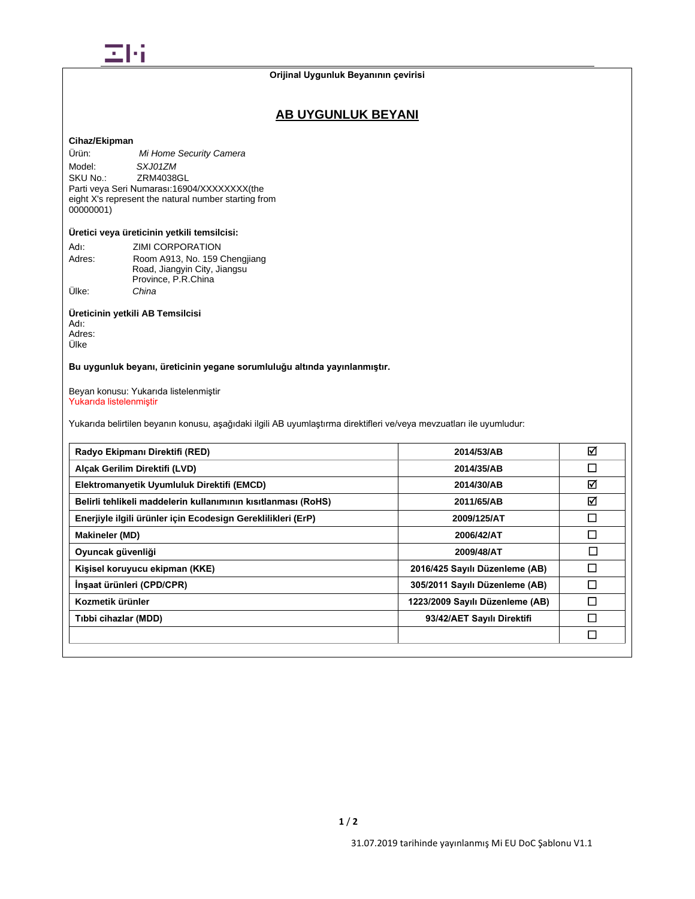Orijinal Uygunluk Beyanının çevirisi

# AB UYGUNLUK BEYANI

**Cihaz/Ekipman**

Ürün: *Mi Home Security Camera*
Model: *SXJ01ZM*
SKU No.: ZRM4038GL
Parti veya Seri Numarası:16904/XXXXXXXX(the eight X's represent the natural number starting from 00000001)

**Üretici veya üreticinin yetkili temsilcisi:**

Adı: ZIMI CORPORATION
Adres: Room A913, No. 159 Chengjiang Road, Jiangyin City, Jiangsu Province, P.R.China
Ülke: *China*

**Üreticinin yetkili AB Temsilcisi**
Adı:
Adres:
Ülke

**Bu uygunluk beyanı, üreticinin yegane sorumluluğu altında yayınlanmıştır.**

Beyan konusu: Yukarıda listelenmiştir
Yukarıda listelenmiştir

Yukarıda belirtilen beyanın konusu, aşağıdaki ilgili AB uyumlaştırma direktifleri ve/veya mevzuatları ile uyumludur:

| | | |
|---|---|---|
| **Radyo Ekipmanı Direktifi (RED)** | **2014/53/AB** | ☑ |
| **Alçak Gerilim Direktifi (LVD)** | **2014/35/AB** | ☐ |
| **Elektromanyetik Uyumluluk Direktifi (EMCD)** | **2014/30/AB** | ☑ |
| **Belirli tehlikeli maddelerin kullanımının kısıtlanması (RoHS)** | **2011/65/AB** | ☑ |
| **Enerjiyle ilgili ürünler için Ecodesign Gereklilikleri (ErP)** | **2009/125/AT** | ☐ |
| **Makineler (MD)** | **2006/42/AT** | ☐ |
| **Oyuncak güvenliği** | **2009/48/AT** | ☐ |
| **Kişisel koruyucu ekipman (KKE)** | **2016/425 Sayılı Düzenleme (AB)** | ☐ |
| **İnşaat ürünleri (CPD/CPR)** | **305/2011 Sayılı Düzenleme (AB)** | ☐ |
| **Kozmetik ürünler** | **1223/2009 Sayılı Düzenleme (AB)** | ☐ |
| **Tıbbi cihazlar (MDD)** | **93/42/AET Sayılı Direktifi** | ☐ |
| | | ☐ |

31.07.2019 tarihinde yayınlanmış Mi EU DoC Şablonu V1.1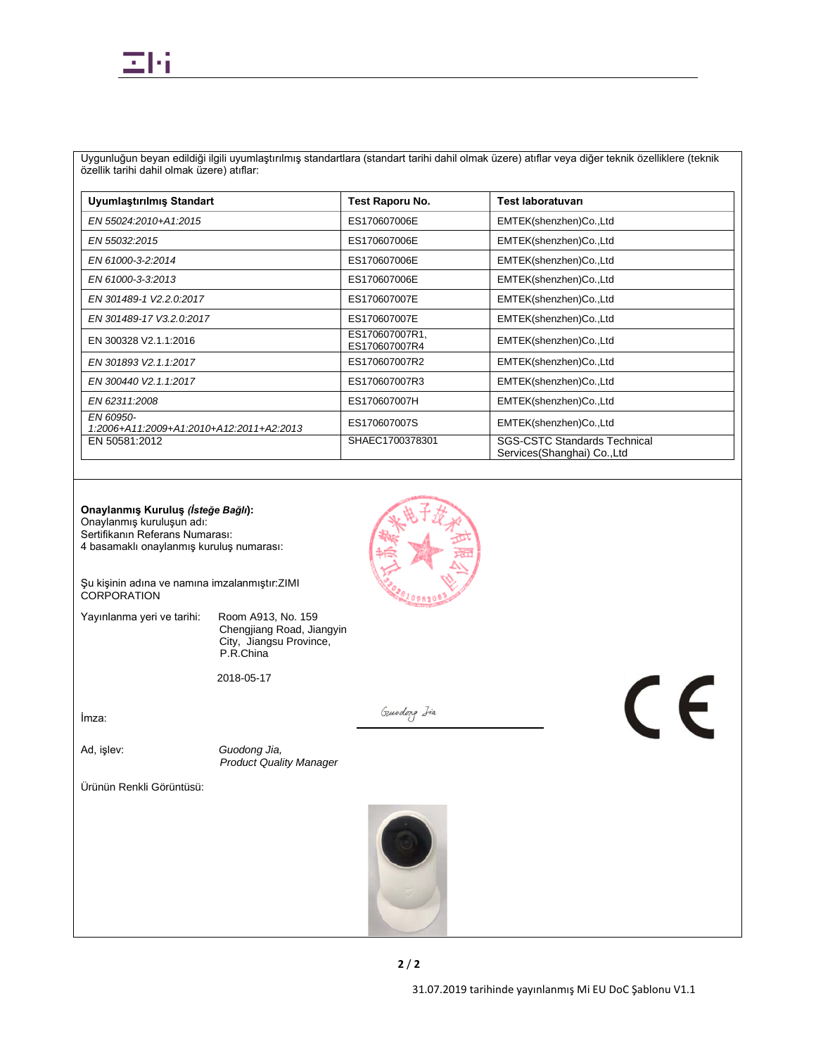Uygunluğun beyan edildiği ilgili uyumlaştırılmış standartlara (standart tarihi dahil olmak üzere) atıflar veya diğer teknik özelliklere (teknik özellik tarihi dahil olmak üzere) atıflar:

| Uyumlaştırılmış Standart | Test Raporu No. | Test laboratuvarı |
|---|---|---|
| *EN 55024:2010+A1:2015* | ES170607006E | EMTEK(shenzhen)Co.,Ltd |
| *EN 55032:2015* | ES170607006E | EMTEK(shenzhen)Co.,Ltd |
| *EN 61000-3-2:2014* | ES170607006E | EMTEK(shenzhen)Co.,Ltd |
| *EN 61000-3-3:2013* | ES170607006E | EMTEK(shenzhen)Co.,Ltd |
| *EN 301489-1 V2.2.0:2017* | ES170607007E | EMTEK(shenzhen)Co.,Ltd |
| *EN 301489-17 V3.2.0:2017* | ES170607007E | EMTEK(shenzhen)Co.,Ltd |
| EN 300328 V2.1.1:2016 | ES170607007R1, ES170607007R4 | EMTEK(shenzhen)Co.,Ltd |
| *EN 301893 V2.1.1:2017* | ES170607007R2 | EMTEK(shenzhen)Co.,Ltd |
| *EN 300440 V2.1.1:2017* | ES170607007R3 | EMTEK(shenzhen)Co.,Ltd |
| *EN 62311:2008* | ES170607007H | EMTEK(shenzhen)Co.,Ltd |
| *EN 60950-1:2006+A11:2009+A1:2010+A12:2011+A2:2013* | ES170607007S | EMTEK(shenzhen)Co.,Ltd |
| EN 50581:2012 | SHAEC1700378301 | SGS-CSTC Standards Technical Services(Shanghai) Co.,Ltd |

**Onaylanmış Kuruluş *(İsteğe Bağlı)*:**
Onaylanmış kuruluşun adı:
Sertifikanın Referans Numarası:
4 basamaklı onaylanmış kuruluş numarası:

Şu kişinin adına ve namına imzalanmıştır:ZIMI CORPORATION

Yayınlanma yeri ve tarihi: Room A913, No. 159 Chengjiang Road, Jiangyin City, Jiangsu Province, P.R.China

2018-05-17

İmza: Guodong Jia

Ad, işlev: *Guodong Jia, Product Quality Manager*

Ürünün Renkli Görüntüsü:

31.07.2019 tarihinde yayınlanmış Mi EU DoC Şablonu V1.1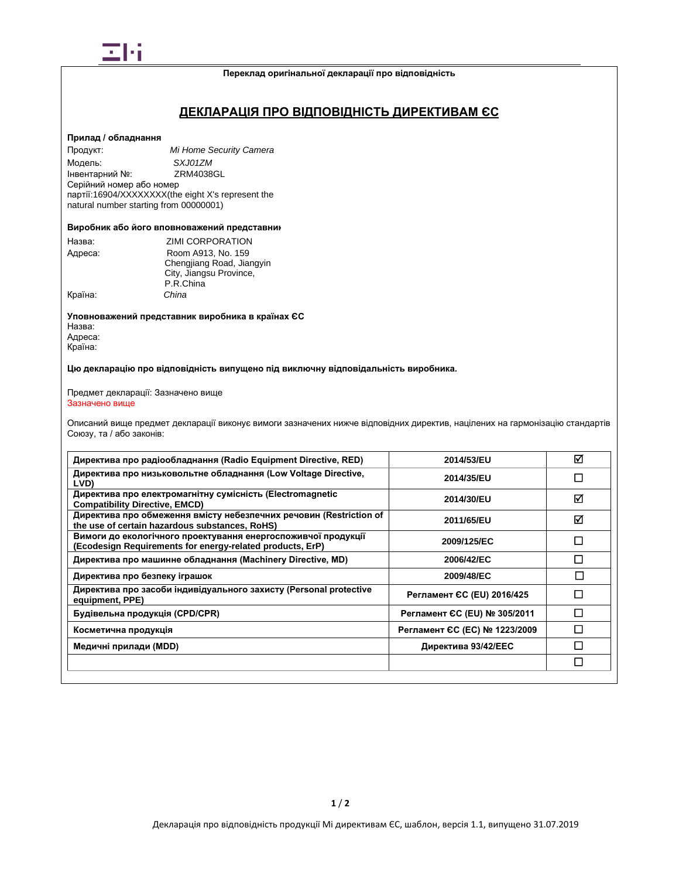**Переклад оригінальної декларації про відповідність**

# ДЕКЛАРАЦІЯ ПРО ВІДПОВІДНІСТЬ ДИРЕКТИВАМ ЄС

**Прилад / обладнання**

Продукт: *Mi Home Security Camera*
Модель: *SXJ01ZM*
Інвентарний №: ZRM4038GL
Серійний номер або номер партії:16904/XXXXXXXX(the eight X's represent the natural number starting from 00000001)

**Виробник або його вповноважений представник**

Назва: ZIMI CORPORATION
Адреса: Room A913, No. 159 Chengjiang Road, Jiangyin City, Jiangsu Province, P.R.China
Країна: *China*

**Уповноважений представник виробника в країнах ЄС**

Назва:
Адреса:
Країна:

**Цю декларацію про відповідність випущено під виключну відповідальність виробника.**

Предмет декларації: Зазначено вище
Зазначено вище

Описаний вище предмет декларації виконує вимоги зазначених нижче відповідних директив, націлених на гармонізацію стандартів Союзу, та / або законів:

| | | |
|---|---|---|
| **Директива про радіообладнання (Radio Equipment Directive, RED)** | **2014/53/EU** | ☑ |
| **Директива про низьковольтне обладнання (Low Voltage Directive, LVD)** | **2014/35/EU** | ☐ |
| **Директива про електромагнітну сумісність (Electromagnetic Compatibility Directive, EMCD)** | **2014/30/EU** | ☑ |
| **Директива про обмеження вмісту небезпечних речовин (Restriction of the use of certain hazardous substances, RoHS)** | **2011/65/EU** | ☑ |
| **Вимоги до екологічного проектування енергоспоживчої продукції (Ecodesign Requirements for energy-related products, ErP)** | **2009/125/EC** | ☐ |
| **Директива про машинне обладнання (Machinery Directive, MD)** | **2006/42/EC** | ☐ |
| **Директива про безпеку іграшок** | **2009/48/EC** | ☐ |
| **Директива про засоби індивідуального захисту (Personal protective equipment, PPE)** | **Регламент ЄС (EU) 2016/425** | ☐ |
| **Будівельна продукція (CPD/CPR)** | **Регламент ЄС (EU) № 305/2011** | ☐ |
| **Косметична продукція** | **Регламент ЄС (EC) № 1223/2009** | ☐ |
| **Медичні прилади (MDD)** | **Директива 93/42/EEC** | ☐ |
| | | ☐ |

Декларація про відповідність продукції Mi директивам ЄС, шаблон, версія 1.1, випущено 31.07.2019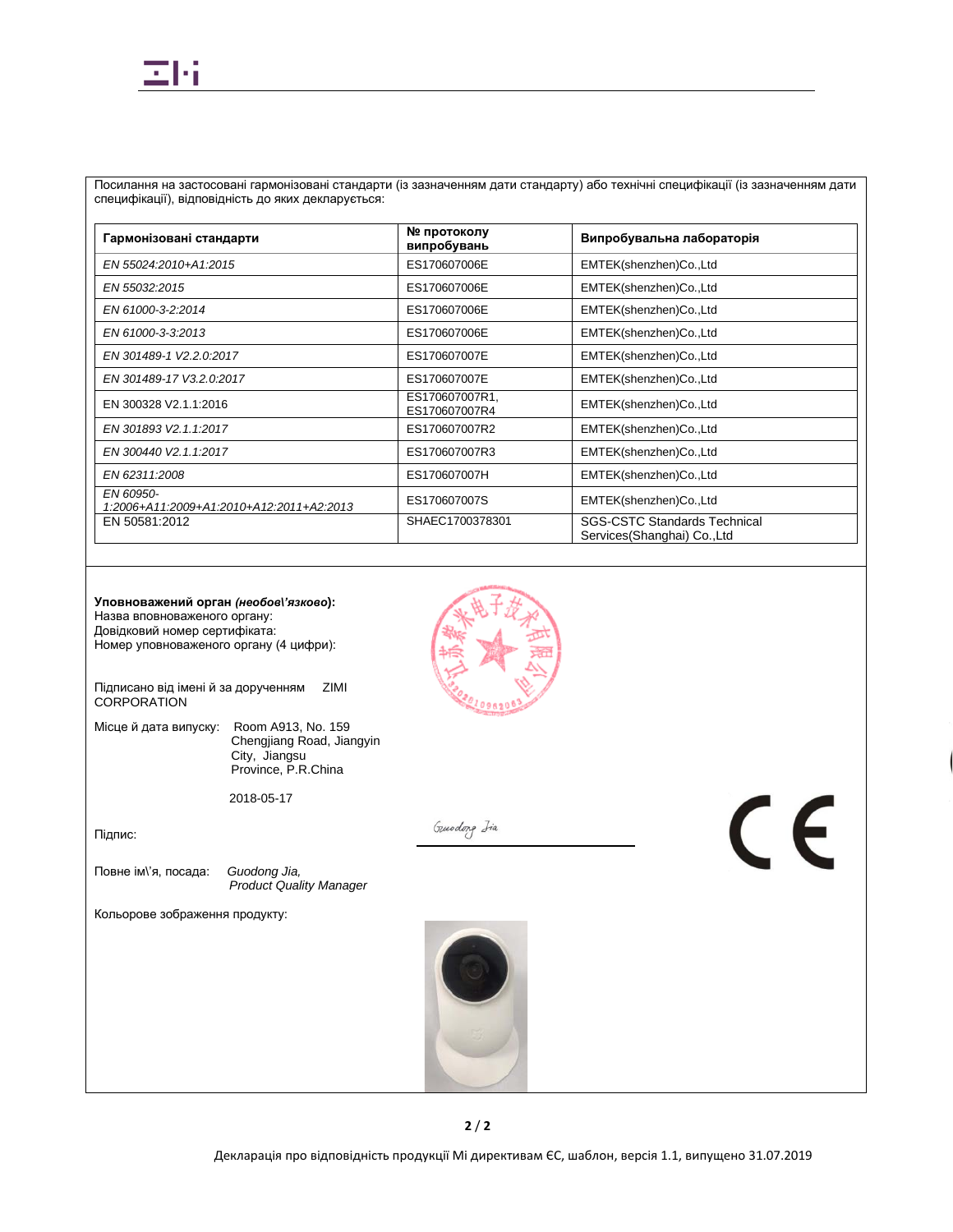Посилання на застосовані гармонізовані стандарти (із зазначенням дати стандарту) або технічні специфікації (із зазначенням дати специфікації), відповідність до яких декларується:

| Гармонізовані стандарти | № протоколу випробувань | Випробувальна лабораторія |
|---|---|---|
| *EN 55024:2010+A1:2015* | ES170607006E | EMTEK(shenzhen)Co.,Ltd |
| *EN 55032:2015* | ES170607006E | EMTEK(shenzhen)Co.,Ltd |
| *EN 61000-3-2:2014* | ES170607006E | EMTEK(shenzhen)Co.,Ltd |
| *EN 61000-3-3:2013* | ES170607006E | EMTEK(shenzhen)Co.,Ltd |
| *EN 301489-1 V2.2.0:2017* | ES170607007E | EMTEK(shenzhen)Co.,Ltd |
| *EN 301489-17 V3.2.0:2017* | ES170607007E | EMTEK(shenzhen)Co.,Ltd |
| EN 300328 V2.1.1:2016 | ES170607007R1, ES170607007R4 | EMTEK(shenzhen)Co.,Ltd |
| *EN 301893 V2.1.1:2017* | ES170607007R2 | EMTEK(shenzhen)Co.,Ltd |
| *EN 300440 V2.1.1:2017* | ES170607007R3 | EMTEK(shenzhen)Co.,Ltd |
| *EN 62311:2008* | ES170607007H | EMTEK(shenzhen)Co.,Ltd |
| *EN 60950-1:2006+A11:2009+A1:2010+A12:2011+A2:2013* | ES170607007S | EMTEK(shenzhen)Co.,Ltd |
| EN 50581:2012 | SHAEC1700378301 | SGS-CSTC Standards Technical Services(Shanghai) Co.,Ltd |

**Уповноважений орган *(необов\'язково)*:**
Назва вповноваженого органу:
Довідковий номер сертифіката:
Номер уповноваженого органу (4 цифри):

Підписано від імені й за дорученням ZIMI CORPORATION

Місце й дата випуску: Room A913, No. 159 Chengjiang Road, Jiangyin City, Jiangsu Province, P.R.China

2018-05-17

Підпис: Guodong Jia

Повне ім\'я, посада: *Guodong Jia, Product Quality Manager*

Кольорове зображення продукту:

Декларація про відповідність продукції Mi директивам ЄС, шаблон, версія 1.1, випущено 31.07.2019